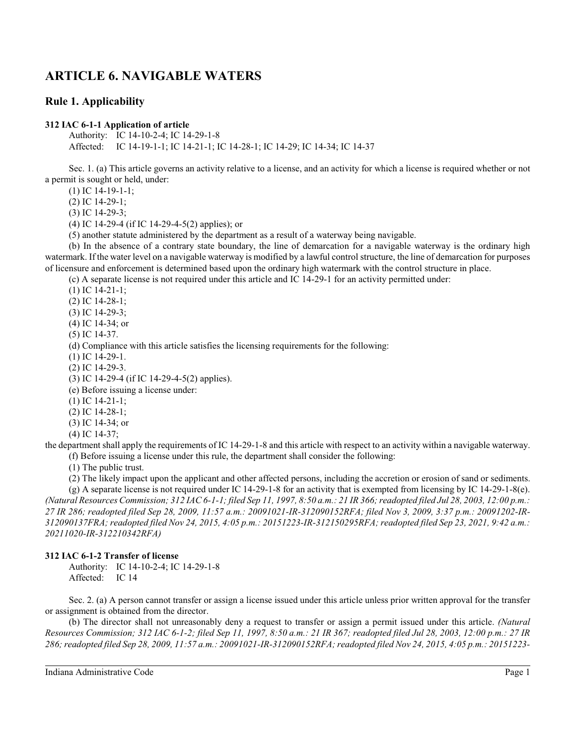# ARTICLE 6. NAVIGABLE WATERS

## Rule 1. Applicability

### 312 IAC 6-1-1 Application of article

Authority: IC 14-10-2-4; IC 14-29-1-8
Affected: IC 14-19-1-1; IC 14-21-1; IC 14-28-1; IC 14-29; IC 14-34; IC 14-37

Sec. 1. (a) This article governs an activity relative to a license, and an activity for which a license is required whether or not a permit is sought or held, under:

(1) IC 14-19-1-1;
(2) IC 14-29-1;
(3) IC 14-29-3;
(4) IC 14-29-4 (if IC 14-29-4-5(2) applies); or
(5) another statute administered by the department as a result of a waterway being navigable.

(b) In the absence of a contrary state boundary, the line of demarcation for a navigable waterway is the ordinary high watermark. If the water level on a navigable waterway is modified by a lawful control structure, the line of demarcation for purposes of licensure and enforcement is determined based upon the ordinary high watermark with the control structure in place.

(c) A separate license is not required under this article and IC 14-29-1 for an activity permitted under:

(1) IC 14-21-1;
(2) IC 14-28-1;
(3) IC 14-29-3;
(4) IC 14-34; or
(5) IC 14-37.

(d) Compliance with this article satisfies the licensing requirements for the following:

(1) IC 14-29-1.
(2) IC 14-29-3.
(3) IC 14-29-4 (if IC 14-29-4-5(2) applies).

(e) Before issuing a license under:

(1) IC 14-21-1;
(2) IC 14-28-1;
(3) IC 14-34; or
(4) IC 14-37;

the department shall apply the requirements of IC 14-29-1-8 and this article with respect to an activity within a navigable waterway.

(f) Before issuing a license under this rule, the department shall consider the following:

(1) The public trust.
(2) The likely impact upon the applicant and other affected persons, including the accretion or erosion of sand or sediments.

(g) A separate license is not required under IC 14-29-1-8 for an activity that is exempted from licensing by IC 14-29-1-8(e). *(Natural Resources Commission; 312 IAC 6-1-1; filed Sep 11, 1997, 8:50 a.m.: 21 IR 366; readopted filed Jul 28, 2003, 12:00 p.m.: 27 IR 286; readopted filed Sep 28, 2009, 11:57 a.m.: 20091021-IR-312090152RFA; filed Nov 3, 2009, 3:37 p.m.: 20091202-IR-312090137FRA; readopted filed Nov 24, 2015, 4:05 p.m.: 20151223-IR-312150295RFA; readopted filed Sep 23, 2021, 9:42 a.m.: 20211020-IR-312210342RFA)*

### 312 IAC 6-1-2 Transfer of license

Authority: IC 14-10-2-4; IC 14-29-1-8
Affected: IC 14

Sec. 2. (a) A person cannot transfer or assign a license issued under this article unless prior written approval for the transfer or assignment is obtained from the director.

(b) The director shall not unreasonably deny a request to transfer or assign a permit issued under this article. *(Natural Resources Commission; 312 IAC 6-1-2; filed Sep 11, 1997, 8:50 a.m.: 21 IR 367; readopted filed Jul 28, 2003, 12:00 p.m.: 27 IR 286; readopted filed Sep 28, 2009, 11:57 a.m.: 20091021-IR-312090152RFA; readopted filed Nov 24, 2015, 4:05 p.m.: 20151223-*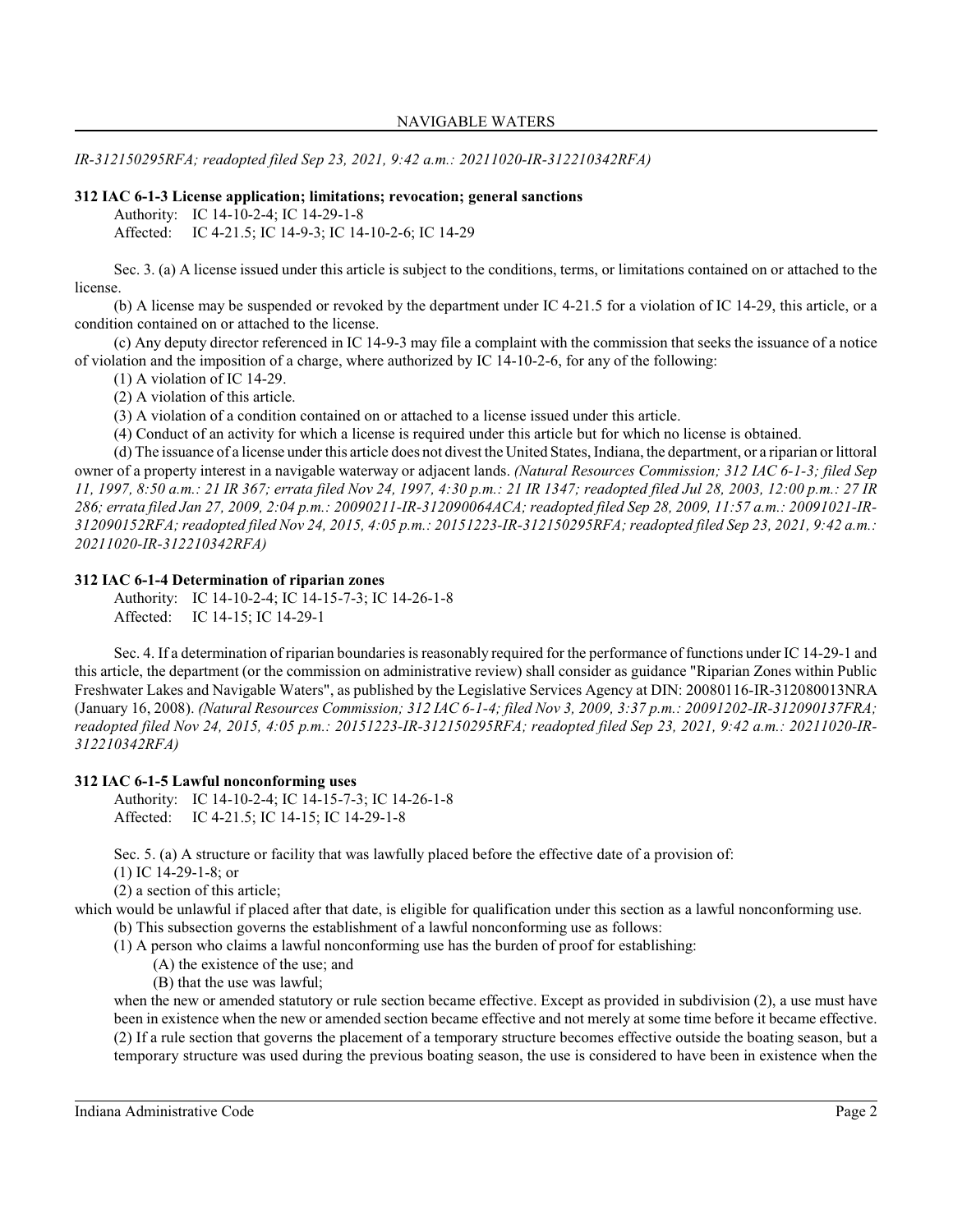*IR-312150295RFA; readopted filed Sep 23, 2021, 9:42 a.m.: 20211020-IR-312210342RFA)*

**312 IAC 6-1-3 License application; limitations; revocation; general sanctions**

Authority: IC 14-10-2-4; IC 14-29-1-8
Affected: IC 4-21.5; IC 14-9-3; IC 14-10-2-6; IC 14-29

Sec. 3. (a) A license issued under this article is subject to the conditions, terms, or limitations contained on or attached to the license.

(b) A license may be suspended or revoked by the department under IC 4-21.5 for a violation of IC 14-29, this article, or a condition contained on or attached to the license.

(c) Any deputy director referenced in IC 14-9-3 may file a complaint with the commission that seeks the issuance of a notice of violation and the imposition of a charge, where authorized by IC 14-10-2-6, for any of the following:

(1) A violation of IC 14-29.

(2) A violation of this article.

(3) A violation of a condition contained on or attached to a license issued under this article.

(4) Conduct of an activity for which a license is required under this article but for which no license is obtained.

(d) The issuance of a license under this article does not divest the United States, Indiana, the department, or a riparian or littoral owner of a property interest in a navigable waterway or adjacent lands. *(Natural Resources Commission; 312 IAC 6-1-3; filed Sep 11, 1997, 8:50 a.m.: 21 IR 367; errata filed Nov 24, 1997, 4:30 p.m.: 21 IR 1347; readopted filed Jul 28, 2003, 12:00 p.m.: 27 IR 286; errata filed Jan 27, 2009, 2:04 p.m.: 20090211-IR-312090064ACA; readopted filed Sep 28, 2009, 11:57 a.m.: 20091021-IR-312090152RFA; readopted filed Nov 24, 2015, 4:05 p.m.: 20151223-IR-312150295RFA; readopted filed Sep 23, 2021, 9:42 a.m.: 20211020-IR-312210342RFA)*

**312 IAC 6-1-4 Determination of riparian zones**

Authority: IC 14-10-2-4; IC 14-15-7-3; IC 14-26-1-8
Affected: IC 14-15; IC 14-29-1

Sec. 4. If a determination of riparian boundaries is reasonably required for the performance of functions under IC 14-29-1 and this article, the department (or the commission on administrative review) shall consider as guidance "Riparian Zones within Public Freshwater Lakes and Navigable Waters", as published by the Legislative Services Agency at DIN: 20080116-IR-312080013NRA (January 16, 2008). *(Natural Resources Commission; 312 IAC 6-1-4; filed Nov 3, 2009, 3:37 p.m.: 20091202-IR-312090137FRA; readopted filed Nov 24, 2015, 4:05 p.m.: 20151223-IR-312150295RFA; readopted filed Sep 23, 2021, 9:42 a.m.: 20211020-IR-312210342RFA)*

**312 IAC 6-1-5 Lawful nonconforming uses**

Authority: IC 14-10-2-4; IC 14-15-7-3; IC 14-26-1-8
Affected: IC 4-21.5; IC 14-15; IC 14-29-1-8

Sec. 5. (a) A structure or facility that was lawfully placed before the effective date of a provision of:

(1) IC 14-29-1-8; or

(2) a section of this article;

which would be unlawful if placed after that date, is eligible for qualification under this section as a lawful nonconforming use.

(b) This subsection governs the establishment of a lawful nonconforming use as follows:

(1) A person who claims a lawful nonconforming use has the burden of proof for establishing:

(A) the existence of the use; and

(B) that the use was lawful;

when the new or amended statutory or rule section became effective. Except as provided in subdivision (2), a use must have been in existence when the new or amended section became effective and not merely at some time before it became effective.

(2) If a rule section that governs the placement of a temporary structure becomes effective outside the boating season, but a temporary structure was used during the previous boating season, the use is considered to have been in existence when the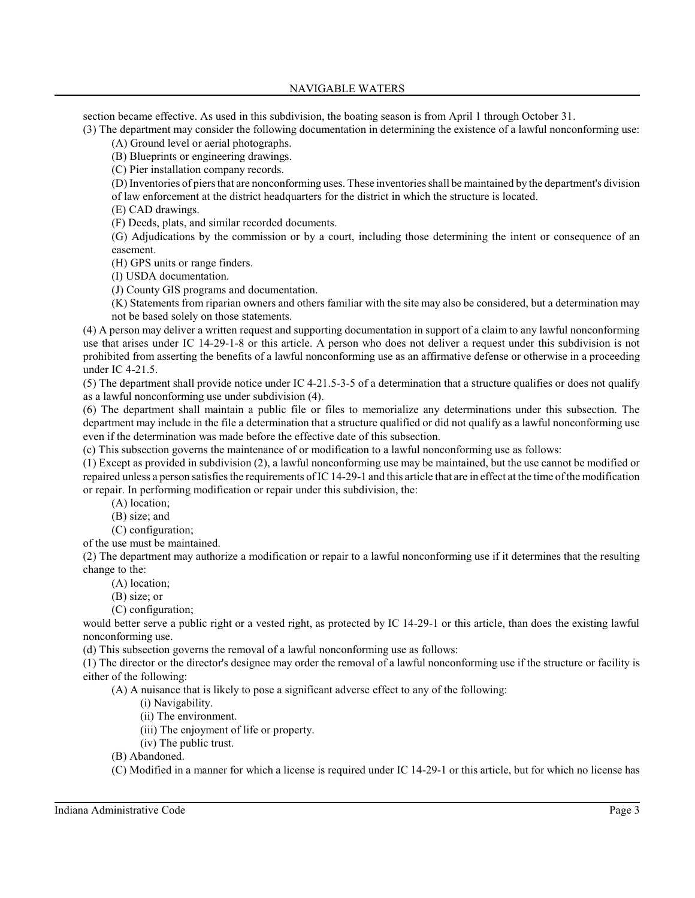section became effective. As used in this subdivision, the boating season is from April 1 through October 31.

(3) The department may consider the following documentation in determining the existence of a lawful nonconforming use:

(A) Ground level or aerial photographs.

(B) Blueprints or engineering drawings.

(C) Pier installation company records.

(D) Inventories of piers that are nonconforming uses. These inventories shall be maintained by the department's division of law enforcement at the district headquarters for the district in which the structure is located.

(E) CAD drawings.

(F) Deeds, plats, and similar recorded documents.

(G) Adjudications by the commission or by a court, including those determining the intent or consequence of an easement.

(H) GPS units or range finders.

(I) USDA documentation.

(J) County GIS programs and documentation.

(K) Statements from riparian owners and others familiar with the site may also be considered, but a determination may not be based solely on those statements.

(4) A person may deliver a written request and supporting documentation in support of a claim to any lawful nonconforming use that arises under IC 14-29-1-8 or this article. A person who does not deliver a request under this subdivision is not prohibited from asserting the benefits of a lawful nonconforming use as an affirmative defense or otherwise in a proceeding under IC 4-21.5.

(5) The department shall provide notice under IC 4-21.5-3-5 of a determination that a structure qualifies or does not qualify as a lawful nonconforming use under subdivision (4).

(6) The department shall maintain a public file or files to memorialize any determinations under this subsection. The department may include in the file a determination that a structure qualified or did not qualify as a lawful nonconforming use even if the determination was made before the effective date of this subsection.

(c) This subsection governs the maintenance of or modification to a lawful nonconforming use as follows:

(1) Except as provided in subdivision (2), a lawful nonconforming use may be maintained, but the use cannot be modified or repaired unless a person satisfies the requirements of IC 14-29-1 and this article that are in effect at the time of the modification or repair. In performing modification or repair under this subdivision, the:

(A) location;

(B) size; and

(C) configuration;

of the use must be maintained.

(2) The department may authorize a modification or repair to a lawful nonconforming use if it determines that the resulting change to the:

(A) location;

(B) size; or

(C) configuration;

would better serve a public right or a vested right, as protected by IC 14-29-1 or this article, than does the existing lawful nonconforming use.

(d) This subsection governs the removal of a lawful nonconforming use as follows:

(1) The director or the director's designee may order the removal of a lawful nonconforming use if the structure or facility is either of the following:

(A) A nuisance that is likely to pose a significant adverse effect to any of the following:

(i) Navigability.

(ii) The environment.

(iii) The enjoyment of life or property.

(iv) The public trust.

(B) Abandoned.

(C) Modified in a manner for which a license is required under IC 14-29-1 or this article, but for which no license has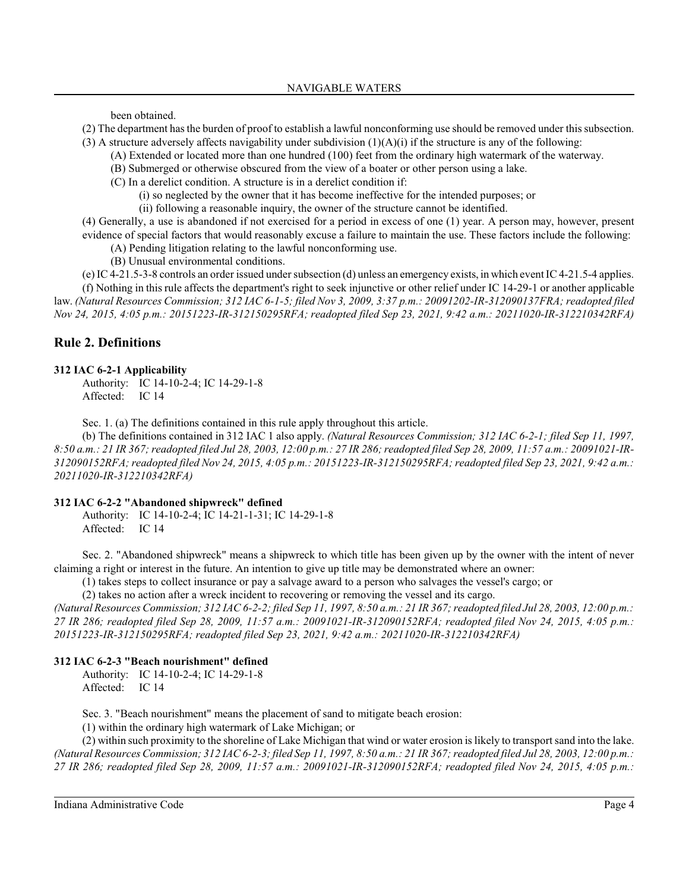been obtained.

(2) The department has the burden of proof to establish a lawful nonconforming use should be removed under this subsection.

(3) A structure adversely affects navigability under subdivision (1)(A)(i) if the structure is any of the following:

(A) Extended or located more than one hundred (100) feet from the ordinary high watermark of the waterway.

(B) Submerged or otherwise obscured from the view of a boater or other person using a lake.

(C) In a derelict condition. A structure is in a derelict condition if:

(i) so neglected by the owner that it has become ineffective for the intended purposes; or

(ii) following a reasonable inquiry, the owner of the structure cannot be identified.

(4) Generally, a use is abandoned if not exercised for a period in excess of one (1) year. A person may, however, present evidence of special factors that would reasonably excuse a failure to maintain the use. These factors include the following:

(A) Pending litigation relating to the lawful nonconforming use.

(B) Unusual environmental conditions.

(e) IC 4-21.5-3-8 controls an order issued under subsection (d) unless an emergency exists, in which event IC 4-21.5-4 applies.

(f) Nothing in this rule affects the department's right to seek injunctive or other relief under IC 14-29-1 or another applicable law. *(Natural Resources Commission; 312 IAC 6-1-5; filed Nov 3, 2009, 3:37 p.m.: 20091202-IR-312090137FRA; readopted filed Nov 24, 2015, 4:05 p.m.: 20151223-IR-312150295RFA; readopted filed Sep 23, 2021, 9:42 a.m.: 20211020-IR-312210342RFA)*

## Rule 2. Definitions

### 312 IAC 6-2-1 Applicability

Authority: IC 14-10-2-4; IC 14-29-1-8
Affected: IC 14

Sec. 1. (a) The definitions contained in this rule apply throughout this article.

(b) The definitions contained in 312 IAC 1 also apply. *(Natural Resources Commission; 312 IAC 6-2-1; filed Sep 11, 1997, 8:50 a.m.: 21 IR 367; readopted filed Jul 28, 2003, 12:00 p.m.: 27 IR 286; readopted filed Sep 28, 2009, 11:57 a.m.: 20091021-IR-312090152RFA; readopted filed Nov 24, 2015, 4:05 p.m.: 20151223-IR-312150295RFA; readopted filed Sep 23, 2021, 9:42 a.m.: 20211020-IR-312210342RFA)*

### 312 IAC 6-2-2 "Abandoned shipwreck" defined

Authority: IC 14-10-2-4; IC 14-21-1-31; IC 14-29-1-8
Affected: IC 14

Sec. 2. "Abandoned shipwreck" means a shipwreck to which title has been given up by the owner with the intent of never claiming a right or interest in the future. An intention to give up title may be demonstrated where an owner:

(1) takes steps to collect insurance or pay a salvage award to a person who salvages the vessel's cargo; or

(2) takes no action after a wreck incident to recovering or removing the vessel and its cargo.

*(Natural Resources Commission; 312 IAC 6-2-2; filed Sep 11, 1997, 8:50 a.m.: 21 IR 367; readopted filed Jul 28, 2003, 12:00 p.m.: 27 IR 286; readopted filed Sep 28, 2009, 11:57 a.m.: 20091021-IR-312090152RFA; readopted filed Nov 24, 2015, 4:05 p.m.: 20151223-IR-312150295RFA; readopted filed Sep 23, 2021, 9:42 a.m.: 20211020-IR-312210342RFA)*

### 312 IAC 6-2-3 "Beach nourishment" defined

Authority: IC 14-10-2-4; IC 14-29-1-8
Affected: IC 14

Sec. 3. "Beach nourishment" means the placement of sand to mitigate beach erosion:

(1) within the ordinary high watermark of Lake Michigan; or

(2) within such proximity to the shoreline of Lake Michigan that wind or water erosion is likely to transport sand into the lake. *(Natural Resources Commission; 312 IAC 6-2-3; filed Sep 11, 1997, 8:50 a.m.: 21 IR 367; readopted filed Jul 28, 2003, 12:00 p.m.: 27 IR 286; readopted filed Sep 28, 2009, 11:57 a.m.: 20091021-IR-312090152RFA; readopted filed Nov 24, 2015, 4:05 p.m.:*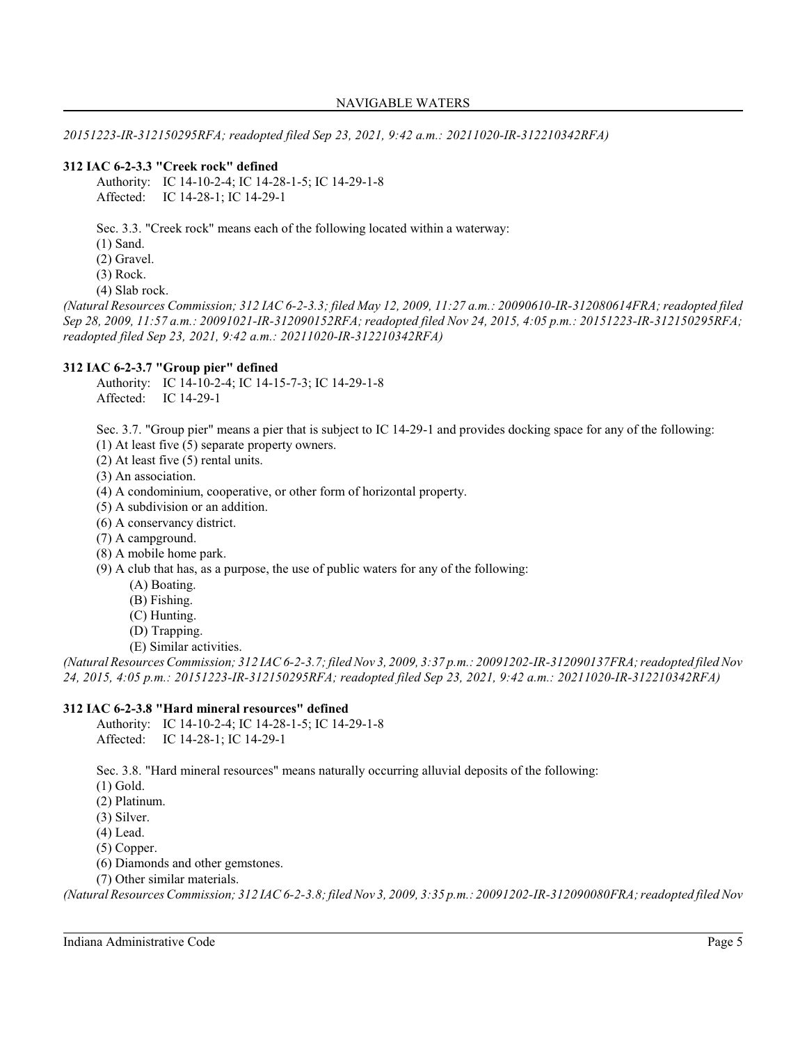*20151223-IR-312150295RFA; readopted filed Sep 23, 2021, 9:42 a.m.: 20211020-IR-312210342RFA)*

### 312 IAC 6-2-3.3 "Creek rock" defined

Authority: IC 14-10-2-4; IC 14-28-1-5; IC 14-29-1-8
Affected: IC 14-28-1; IC 14-29-1

Sec. 3.3. "Creek rock" means each of the following located within a waterway:

(1) Sand.
(2) Gravel.
(3) Rock.
(4) Slab rock.

*(Natural Resources Commission; 312 IAC 6-2-3.3; filed May 12, 2009, 11:27 a.m.: 20090610-IR-312080614FRA; readopted filed Sep 28, 2009, 11:57 a.m.: 20091021-IR-312090152RFA; readopted filed Nov 24, 2015, 4:05 p.m.: 20151223-IR-312150295RFA; readopted filed Sep 23, 2021, 9:42 a.m.: 20211020-IR-312210342RFA)*

### 312 IAC 6-2-3.7 "Group pier" defined

Authority: IC 14-10-2-4; IC 14-15-7-3; IC 14-29-1-8
Affected: IC 14-29-1

Sec. 3.7. "Group pier" means a pier that is subject to IC 14-29-1 and provides docking space for any of the following:

(1) At least five (5) separate property owners.
(2) At least five (5) rental units.
(3) An association.
(4) A condominium, cooperative, or other form of horizontal property.
(5) A subdivision or an addition.
(6) A conservancy district.
(7) A campground.
(8) A mobile home park.
(9) A club that has, as a purpose, the use of public waters for any of the following:
  (A) Boating.
  (B) Fishing.
  (C) Hunting.
  (D) Trapping.
  (E) Similar activities.

*(Natural Resources Commission; 312 IAC 6-2-3.7; filed Nov 3, 2009, 3:37 p.m.: 20091202-IR-312090137FRA; readopted filed Nov 24, 2015, 4:05 p.m.: 20151223-IR-312150295RFA; readopted filed Sep 23, 2021, 9:42 a.m.: 20211020-IR-312210342RFA)*

### 312 IAC 6-2-3.8 "Hard mineral resources" defined

Authority: IC 14-10-2-4; IC 14-28-1-5; IC 14-29-1-8
Affected: IC 14-28-1; IC 14-29-1

Sec. 3.8. "Hard mineral resources" means naturally occurring alluvial deposits of the following:

(1) Gold.
(2) Platinum.
(3) Silver.
(4) Lead.
(5) Copper.
(6) Diamonds and other gemstones.
(7) Other similar materials.

*(Natural Resources Commission; 312 IAC 6-2-3.8; filed Nov 3, 2009, 3:35 p.m.: 20091202-IR-312090080FRA; readopted filed Nov*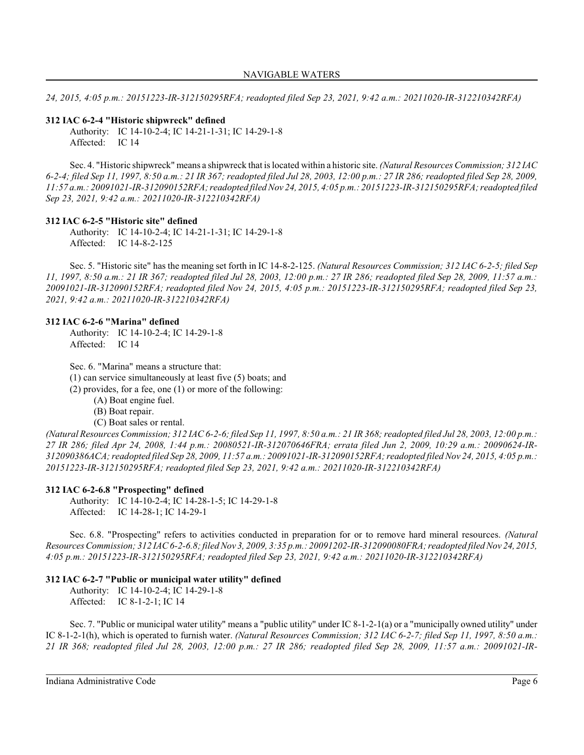*24, 2015, 4:05 p.m.: 20151223-IR-312150295RFA; readopted filed Sep 23, 2021, 9:42 a.m.: 20211020-IR-312210342RFA)*

**312 IAC 6-2-4 "Historic shipwreck" defined**

Authority: IC 14-10-2-4; IC 14-21-1-31; IC 14-29-1-8
Affected: IC 14

Sec. 4. "Historic shipwreck" means a shipwreck that is located within a historic site. *(Natural Resources Commission; 312 IAC 6-2-4; filed Sep 11, 1997, 8:50 a.m.: 21 IR 367; readopted filed Jul 28, 2003, 12:00 p.m.: 27 IR 286; readopted filed Sep 28, 2009, 11:57 a.m.: 20091021-IR-312090152RFA; readopted filed Nov 24, 2015, 4:05 p.m.: 20151223-IR-312150295RFA; readopted filed Sep 23, 2021, 9:42 a.m.: 20211020-IR-312210342RFA)*

**312 IAC 6-2-5 "Historic site" defined**

Authority: IC 14-10-2-4; IC 14-21-1-31; IC 14-29-1-8
Affected: IC 14-8-2-125

Sec. 5. "Historic site" has the meaning set forth in IC 14-8-2-125. *(Natural Resources Commission; 312 IAC 6-2-5; filed Sep 11, 1997, 8:50 a.m.: 21 IR 367; readopted filed Jul 28, 2003, 12:00 p.m.: 27 IR 286; readopted filed Sep 28, 2009, 11:57 a.m.: 20091021-IR-312090152RFA; readopted filed Nov 24, 2015, 4:05 p.m.: 20151223-IR-312150295RFA; readopted filed Sep 23, 2021, 9:42 a.m.: 20211020-IR-312210342RFA)*

**312 IAC 6-2-6 "Marina" defined**

Authority: IC 14-10-2-4; IC 14-29-1-8
Affected: IC 14

Sec. 6. "Marina" means a structure that:
(1) can service simultaneously at least five (5) boats; and
(2) provides, for a fee, one (1) or more of the following:
 (A) Boat engine fuel.
 (B) Boat repair.
 (C) Boat sales or rental.
*(Natural Resources Commission; 312 IAC 6-2-6; filed Sep 11, 1997, 8:50 a.m.: 21 IR 368; readopted filed Jul 28, 2003, 12:00 p.m.: 27 IR 286; filed Apr 24, 2008, 1:44 p.m.: 20080521-IR-312070646FRA; errata filed Jun 2, 2009, 10:29 a.m.: 20090624-IR-312090386ACA; readopted filed Sep 28, 2009, 11:57 a.m.: 20091021-IR-312090152RFA; readopted filed Nov 24, 2015, 4:05 p.m.: 20151223-IR-312150295RFA; readopted filed Sep 23, 2021, 9:42 a.m.: 20211020-IR-312210342RFA)*

**312 IAC 6-2-6.8 "Prospecting" defined**

Authority: IC 14-10-2-4; IC 14-28-1-5; IC 14-29-1-8
Affected: IC 14-28-1; IC 14-29-1

Sec. 6.8. "Prospecting" refers to activities conducted in preparation for or to remove hard mineral resources. *(Natural Resources Commission; 312 IAC 6-2-6.8; filed Nov 3, 2009, 3:35 p.m.: 20091202-IR-312090080FRA; readopted filed Nov 24, 2015, 4:05 p.m.: 20151223-IR-312150295RFA; readopted filed Sep 23, 2021, 9:42 a.m.: 20211020-IR-312210342RFA)*

**312 IAC 6-2-7 "Public or municipal water utility" defined**

Authority: IC 14-10-2-4; IC 14-29-1-8
Affected: IC 8-1-2-1; IC 14

Sec. 7. "Public or municipal water utility" means a "public utility" under IC 8-1-2-1(a) or a "municipally owned utility" under IC 8-1-2-1(h), which is operated to furnish water. *(Natural Resources Commission; 312 IAC 6-2-7; filed Sep 11, 1997, 8:50 a.m.: 21 IR 368; readopted filed Jul 28, 2003, 12:00 p.m.: 27 IR 286; readopted filed Sep 28, 2009, 11:57 a.m.: 20091021-IR-*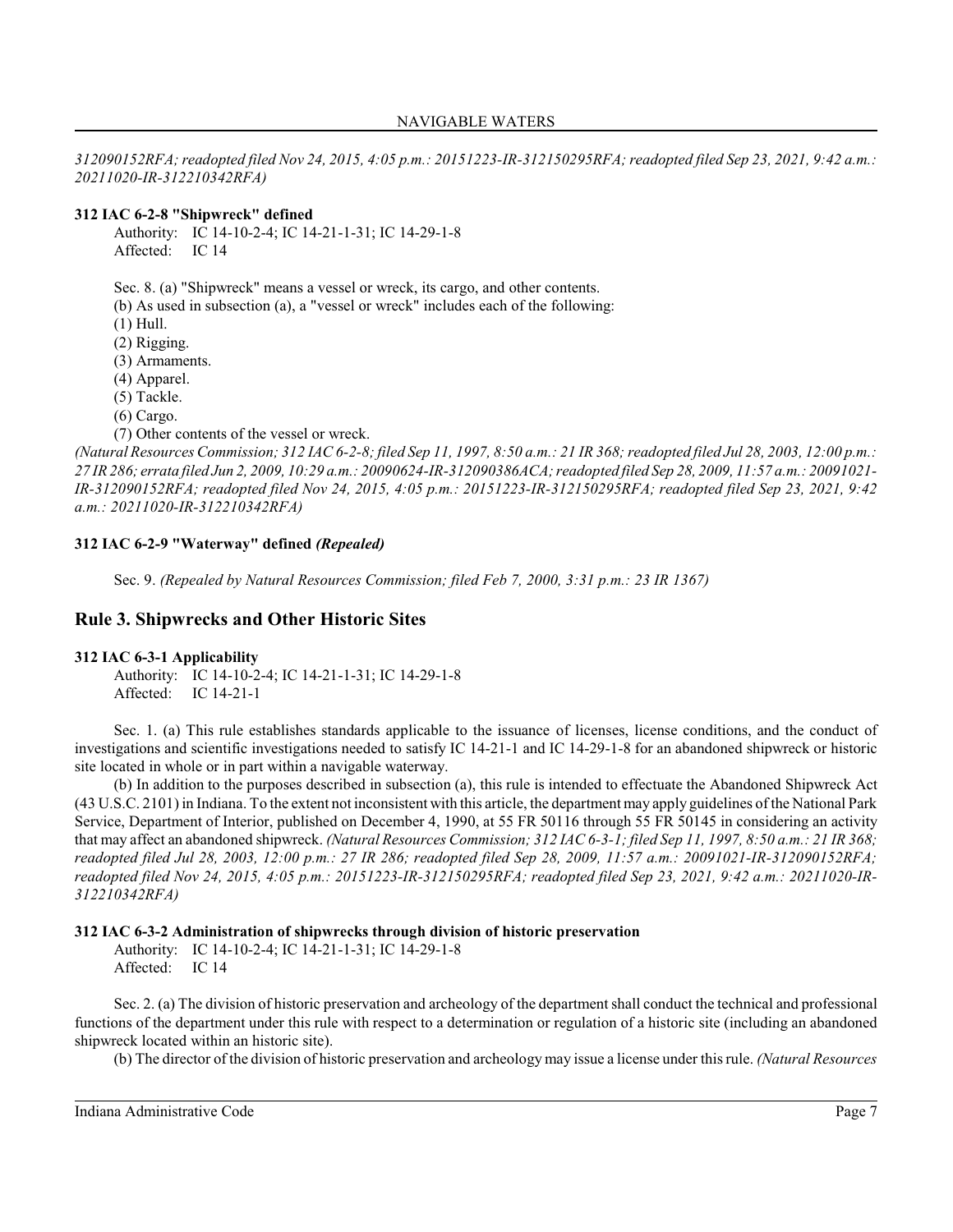*312090152RFA; readopted filed Nov 24, 2015, 4:05 p.m.: 20151223-IR-312150295RFA; readopted filed Sep 23, 2021, 9:42 a.m.: 20211020-IR-312210342RFA)*

**312 IAC 6-2-8 "Shipwreck" defined**

Authority: IC 14-10-2-4; IC 14-21-1-31; IC 14-29-1-8
Affected: IC 14

Sec. 8. (a) "Shipwreck" means a vessel or wreck, its cargo, and other contents.

(b) As used in subsection (a), a "vessel or wreck" includes each of the following:

(1) Hull.
(2) Rigging.
(3) Armaments.
(4) Apparel.
(5) Tackle.
(6) Cargo.
(7) Other contents of the vessel or wreck.

*(Natural Resources Commission; 312 IAC 6-2-8; filed Sep 11, 1997, 8:50 a.m.: 21 IR 368; readopted filed Jul 28, 2003, 12:00 p.m.: 27 IR 286; errata filed Jun 2, 2009, 10:29 a.m.: 20090624-IR-312090386ACA; readopted filed Sep 28, 2009, 11:57 a.m.: 20091021-IR-312090152RFA; readopted filed Nov 24, 2015, 4:05 p.m.: 20151223-IR-312150295RFA; readopted filed Sep 23, 2021, 9:42 a.m.: 20211020-IR-312210342RFA)*

**312 IAC 6-2-9 "Waterway" defined *(Repealed)***

Sec. 9. *(Repealed by Natural Resources Commission; filed Feb 7, 2000, 3:31 p.m.: 23 IR 1367)*

## Rule 3. Shipwrecks and Other Historic Sites

**312 IAC 6-3-1 Applicability**

Authority: IC 14-10-2-4; IC 14-21-1-31; IC 14-29-1-8
Affected: IC 14-21-1

Sec. 1. (a) This rule establishes standards applicable to the issuance of licenses, license conditions, and the conduct of investigations and scientific investigations needed to satisfy IC 14-21-1 and IC 14-29-1-8 for an abandoned shipwreck or historic site located in whole or in part within a navigable waterway.

(b) In addition to the purposes described in subsection (a), this rule is intended to effectuate the Abandoned Shipwreck Act (43 U.S.C. 2101) in Indiana. To the extent not inconsistent with this article, the department may apply guidelines of the National Park Service, Department of Interior, published on December 4, 1990, at 55 FR 50116 through 55 FR 50145 in considering an activity that may affect an abandoned shipwreck. *(Natural Resources Commission; 312 IAC 6-3-1; filed Sep 11, 1997, 8:50 a.m.: 21 IR 368; readopted filed Jul 28, 2003, 12:00 p.m.: 27 IR 286; readopted filed Sep 28, 2009, 11:57 a.m.: 20091021-IR-312090152RFA; readopted filed Nov 24, 2015, 4:05 p.m.: 20151223-IR-312150295RFA; readopted filed Sep 23, 2021, 9:42 a.m.: 20211020-IR-312210342RFA)*

**312 IAC 6-3-2 Administration of shipwrecks through division of historic preservation**

Authority: IC 14-10-2-4; IC 14-21-1-31; IC 14-29-1-8
Affected: IC 14

Sec. 2. (a) The division of historic preservation and archeology of the department shall conduct the technical and professional functions of the department under this rule with respect to a determination or regulation of a historic site (including an abandoned shipwreck located within an historic site).

(b) The director of the division of historic preservation and archeology may issue a license under this rule. *(Natural Resources*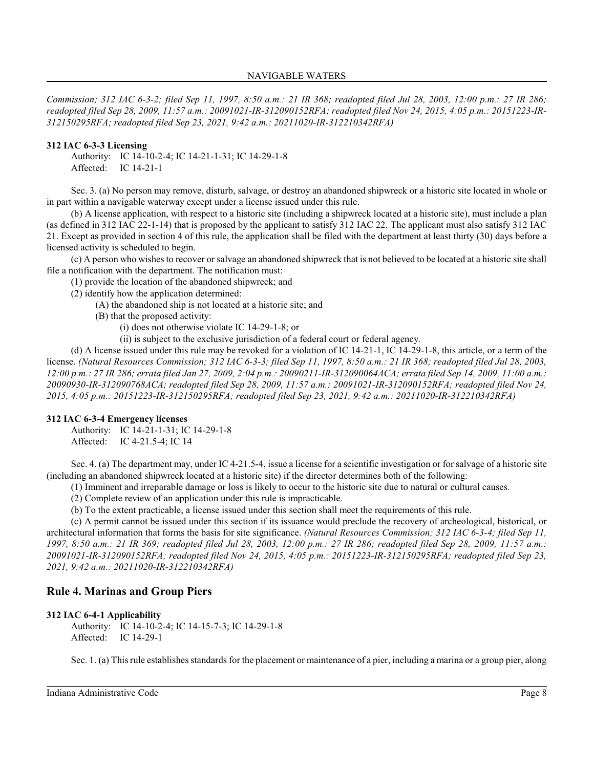*Commission; 312 IAC 6-3-2; filed Sep 11, 1997, 8:50 a.m.: 21 IR 368; readopted filed Jul 28, 2003, 12:00 p.m.: 27 IR 286; readopted filed Sep 28, 2009, 11:57 a.m.: 20091021-IR-312090152RFA; readopted filed Nov 24, 2015, 4:05 p.m.: 20151223-IR-312150295RFA; readopted filed Sep 23, 2021, 9:42 a.m.: 20211020-IR-312210342RFA)*

**312 IAC 6-3-3 Licensing**

Authority: IC 14-10-2-4; IC 14-21-1-31; IC 14-29-1-8
Affected: IC 14-21-1

Sec. 3. (a) No person may remove, disturb, salvage, or destroy an abandoned shipwreck or a historic site located in whole or in part within a navigable waterway except under a license issued under this rule.

(b) A license application, with respect to a historic site (including a shipwreck located at a historic site), must include a plan (as defined in 312 IAC 22-1-14) that is proposed by the applicant to satisfy 312 IAC 22. The applicant must also satisfy 312 IAC 21. Except as provided in section 4 of this rule, the application shall be filed with the department at least thirty (30) days before a licensed activity is scheduled to begin.

(c) A person who wishes to recover or salvage an abandoned shipwreck that is not believed to be located at a historic site shall file a notification with the department. The notification must:

(1) provide the location of the abandoned shipwreck; and

(2) identify how the application determined:

(A) the abandoned ship is not located at a historic site; and

(B) that the proposed activity:

(i) does not otherwise violate IC 14-29-1-8; or

(ii) is subject to the exclusive jurisdiction of a federal court or federal agency.

(d) A license issued under this rule may be revoked for a violation of IC 14-21-1, IC 14-29-1-8, this article, or a term of the license. *(Natural Resources Commission; 312 IAC 6-3-3; filed Sep 11, 1997, 8:50 a.m.: 21 IR 368; readopted filed Jul 28, 2003, 12:00 p.m.: 27 IR 286; errata filed Jan 27, 2009, 2:04 p.m.: 20090211-IR-312090064ACA; errata filed Sep 14, 2009, 11:00 a.m.: 20090930-IR-312090768ACA; readopted filed Sep 28, 2009, 11:57 a.m.: 20091021-IR-312090152RFA; readopted filed Nov 24, 2015, 4:05 p.m.: 20151223-IR-312150295RFA; readopted filed Sep 23, 2021, 9:42 a.m.: 20211020-IR-312210342RFA)*

**312 IAC 6-3-4 Emergency licenses**

Authority: IC 14-21-1-31; IC 14-29-1-8
Affected: IC 4-21.5-4; IC 14

Sec. 4. (a) The department may, under IC 4-21.5-4, issue a license for a scientific investigation or for salvage of a historic site (including an abandoned shipwreck located at a historic site) if the director determines both of the following:

(1) Imminent and irreparable damage or loss is likely to occur to the historic site due to natural or cultural causes.

(2) Complete review of an application under this rule is impracticable.

(b) To the extent practicable, a license issued under this section shall meet the requirements of this rule.

(c) A permit cannot be issued under this section if its issuance would preclude the recovery of archeological, historical, or architectural information that forms the basis for site significance. *(Natural Resources Commission; 312 IAC 6-3-4; filed Sep 11, 1997, 8:50 a.m.: 21 IR 369; readopted filed Jul 28, 2003, 12:00 p.m.: 27 IR 286; readopted filed Sep 28, 2009, 11:57 a.m.: 20091021-IR-312090152RFA; readopted filed Nov 24, 2015, 4:05 p.m.: 20151223-IR-312150295RFA; readopted filed Sep 23, 2021, 9:42 a.m.: 20211020-IR-312210342RFA)*

## Rule 4. Marinas and Group Piers

**312 IAC 6-4-1 Applicability**

Authority: IC 14-10-2-4; IC 14-15-7-3; IC 14-29-1-8
Affected: IC 14-29-1

Sec. 1. (a) This rule establishes standards for the placement or maintenance of a pier, including a marina or a group pier, along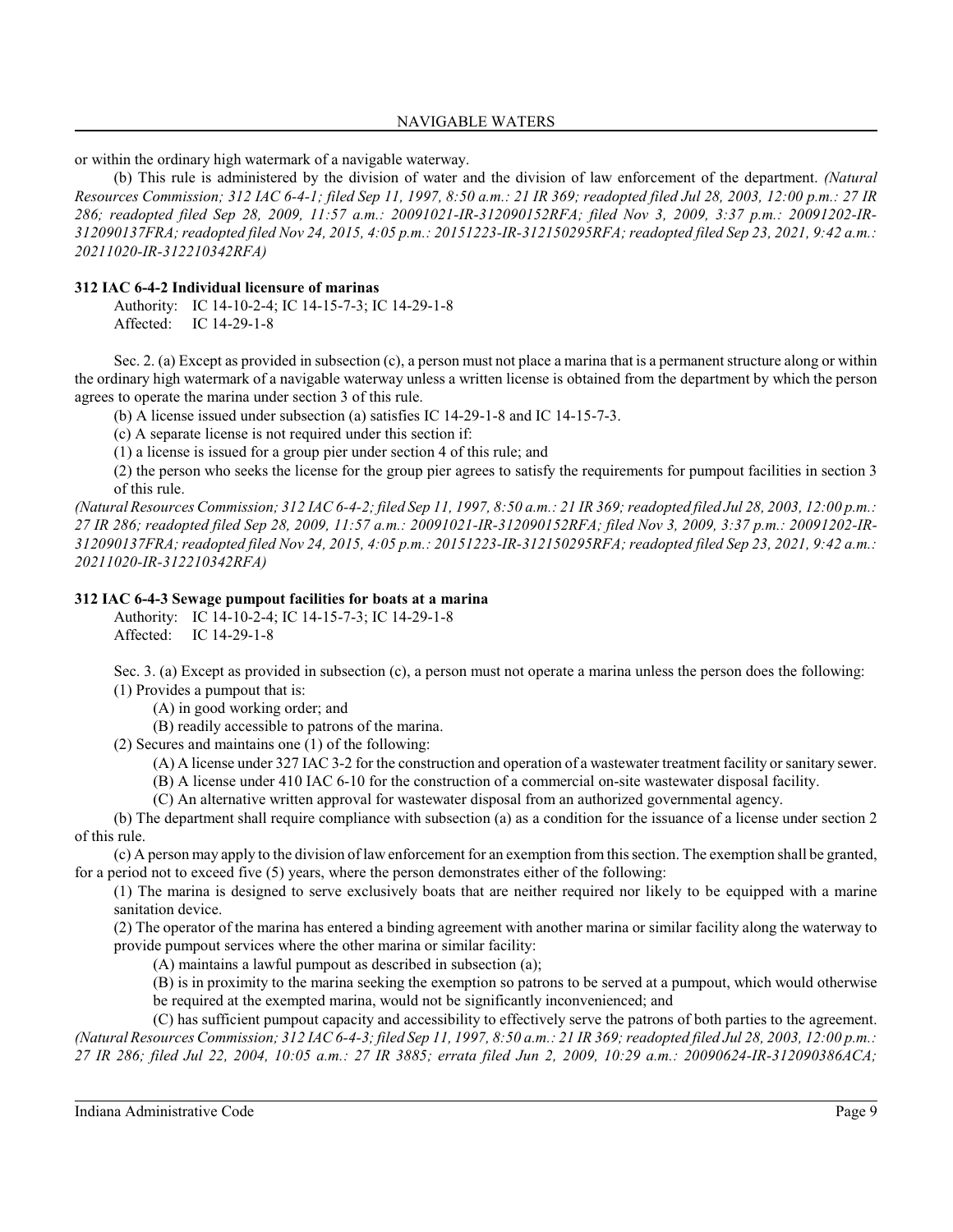or within the ordinary high watermark of a navigable waterway.

(b) This rule is administered by the division of water and the division of law enforcement of the department. *(Natural Resources Commission; 312 IAC 6-4-1; filed Sep 11, 1997, 8:50 a.m.: 21 IR 369; readopted filed Jul 28, 2003, 12:00 p.m.: 27 IR 286; readopted filed Sep 28, 2009, 11:57 a.m.: 20091021-IR-312090152RFA; filed Nov 3, 2009, 3:37 p.m.: 20091202-IR-312090137FRA; readopted filed Nov 24, 2015, 4:05 p.m.: 20151223-IR-312150295RFA; readopted filed Sep 23, 2021, 9:42 a.m.: 20211020-IR-312210342RFA)*

**312 IAC 6-4-2 Individual licensure of marinas**

Authority: IC 14-10-2-4; IC 14-15-7-3; IC 14-29-1-8
Affected: IC 14-29-1-8

Sec. 2. (a) Except as provided in subsection (c), a person must not place a marina that is a permanent structure along or within the ordinary high watermark of a navigable waterway unless a written license is obtained from the department by which the person agrees to operate the marina under section 3 of this rule.

(b) A license issued under subsection (a) satisfies IC 14-29-1-8 and IC 14-15-7-3.

(c) A separate license is not required under this section if:

(1) a license is issued for a group pier under section 4 of this rule; and

(2) the person who seeks the license for the group pier agrees to satisfy the requirements for pumpout facilities in section 3 of this rule.

*(Natural Resources Commission; 312 IAC 6-4-2; filed Sep 11, 1997, 8:50 a.m.: 21 IR 369; readopted filed Jul 28, 2003, 12:00 p.m.: 27 IR 286; readopted filed Sep 28, 2009, 11:57 a.m.: 20091021-IR-312090152RFA; filed Nov 3, 2009, 3:37 p.m.: 20091202-IR-312090137FRA; readopted filed Nov 24, 2015, 4:05 p.m.: 20151223-IR-312150295RFA; readopted filed Sep 23, 2021, 9:42 a.m.: 20211020-IR-312210342RFA)*

**312 IAC 6-4-3 Sewage pumpout facilities for boats at a marina**

Authority: IC 14-10-2-4; IC 14-15-7-3; IC 14-29-1-8
Affected: IC 14-29-1-8

Sec. 3. (a) Except as provided in subsection (c), a person must not operate a marina unless the person does the following:

(1) Provides a pumpout that is:

(A) in good working order; and

(B) readily accessible to patrons of the marina.

(2) Secures and maintains one (1) of the following:

(A) A license under 327 IAC 3-2 for the construction and operation of a wastewater treatment facility or sanitary sewer.

(B) A license under 410 IAC 6-10 for the construction of a commercial on-site wastewater disposal facility.

(C) An alternative written approval for wastewater disposal from an authorized governmental agency.

(b) The department shall require compliance with subsection (a) as a condition for the issuance of a license under section 2 of this rule.

(c) A person may apply to the division of law enforcement for an exemption from this section. The exemption shall be granted, for a period not to exceed five (5) years, where the person demonstrates either of the following:

(1) The marina is designed to serve exclusively boats that are neither required nor likely to be equipped with a marine sanitation device.

(2) The operator of the marina has entered a binding agreement with another marina or similar facility along the waterway to provide pumpout services where the other marina or similar facility:

(A) maintains a lawful pumpout as described in subsection (a);

(B) is in proximity to the marina seeking the exemption so patrons to be served at a pumpout, which would otherwise be required at the exempted marina, would not be significantly inconvenienced; and

(C) has sufficient pumpout capacity and accessibility to effectively serve the patrons of both parties to the agreement.

*(Natural Resources Commission; 312 IAC 6-4-3; filed Sep 11, 1997, 8:50 a.m.: 21 IR 369; readopted filed Jul 28, 2003, 12:00 p.m.: 27 IR 286; filed Jul 22, 2004, 10:05 a.m.: 27 IR 3885; errata filed Jun 2, 2009, 10:29 a.m.: 20090624-IR-312090386ACA;*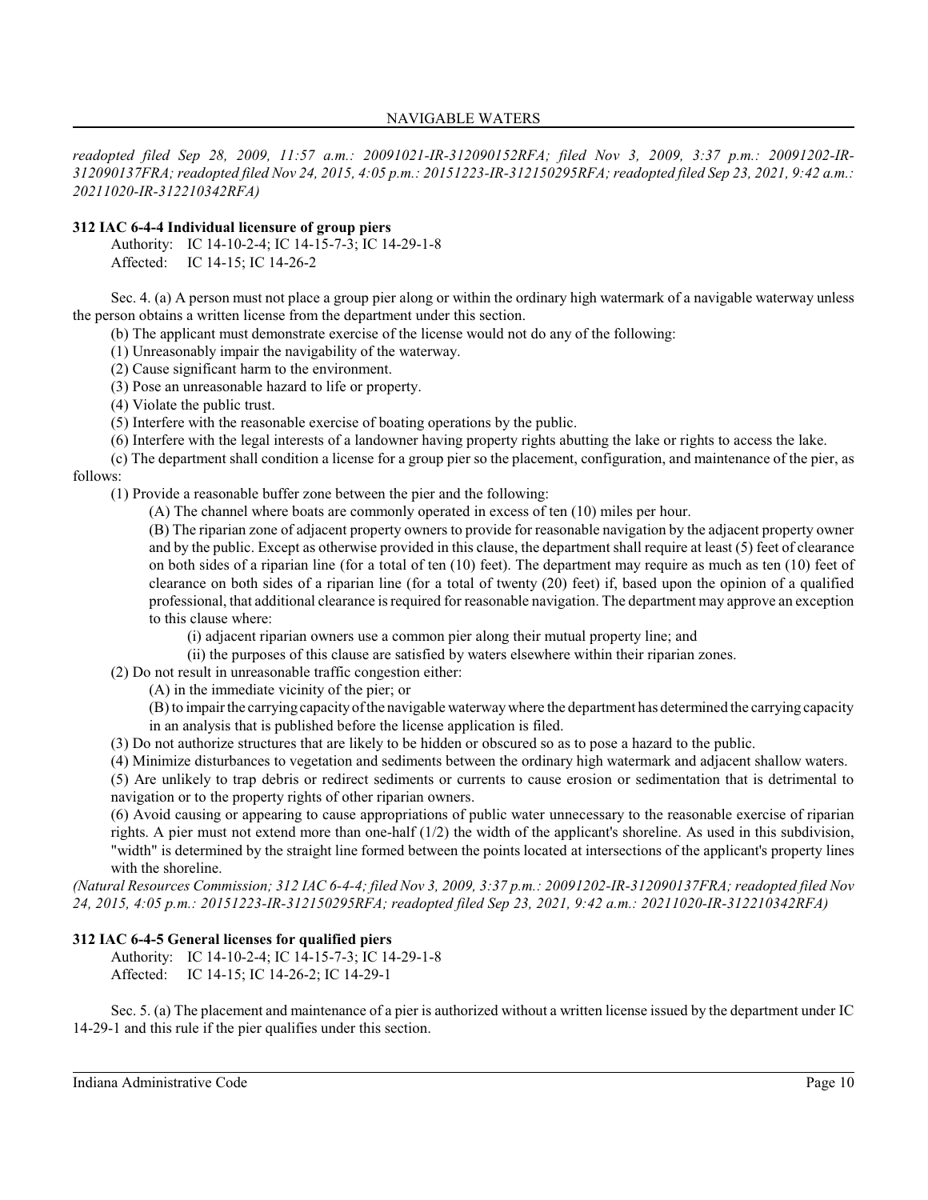*readopted filed Sep 28, 2009, 11:57 a.m.: 20091021-IR-312090152RFA; filed Nov 3, 2009, 3:37 p.m.: 20091202-IR-312090137FRA; readopted filed Nov 24, 2015, 4:05 p.m.: 20151223-IR-312150295RFA; readopted filed Sep 23, 2021, 9:42 a.m.: 20211020-IR-312210342RFA)*

**312 IAC 6-4-4 Individual licensure of group piers**

Authority: IC 14-10-2-4; IC 14-15-7-3; IC 14-29-1-8
Affected: IC 14-15; IC 14-26-2

Sec. 4. (a) A person must not place a group pier along or within the ordinary high watermark of a navigable waterway unless the person obtains a written license from the department under this section.

(b) The applicant must demonstrate exercise of the license would not do any of the following:

(1) Unreasonably impair the navigability of the waterway.

(2) Cause significant harm to the environment.

(3) Pose an unreasonable hazard to life or property.

(4) Violate the public trust.

(5) Interfere with the reasonable exercise of boating operations by the public.

(6) Interfere with the legal interests of a landowner having property rights abutting the lake or rights to access the lake.

(c) The department shall condition a license for a group pier so the placement, configuration, and maintenance of the pier, as follows:

(1) Provide a reasonable buffer zone between the pier and the following:

(A) The channel where boats are commonly operated in excess of ten (10) miles per hour.

(B) The riparian zone of adjacent property owners to provide for reasonable navigation by the adjacent property owner and by the public. Except as otherwise provided in this clause, the department shall require at least (5) feet of clearance on both sides of a riparian line (for a total of ten (10) feet). The department may require as much as ten (10) feet of clearance on both sides of a riparian line (for a total of twenty (20) feet) if, based upon the opinion of a qualified professional, that additional clearance is required for reasonable navigation. The department may approve an exception to this clause where:

(i) adjacent riparian owners use a common pier along their mutual property line; and

(ii) the purposes of this clause are satisfied by waters elsewhere within their riparian zones.

(2) Do not result in unreasonable traffic congestion either:

(A) in the immediate vicinity of the pier; or

(B) to impair the carrying capacity of the navigable waterway where the department has determined the carrying capacity in an analysis that is published before the license application is filed.

(3) Do not authorize structures that are likely to be hidden or obscured so as to pose a hazard to the public.

(4) Minimize disturbances to vegetation and sediments between the ordinary high watermark and adjacent shallow waters.

(5) Are unlikely to trap debris or redirect sediments or currents to cause erosion or sedimentation that is detrimental to navigation or to the property rights of other riparian owners.

(6) Avoid causing or appearing to cause appropriations of public water unnecessary to the reasonable exercise of riparian rights. A pier must not extend more than one-half (1/2) the width of the applicant's shoreline. As used in this subdivision, "width" is determined by the straight line formed between the points located at intersections of the applicant's property lines with the shoreline.

*(Natural Resources Commission; 312 IAC 6-4-4; filed Nov 3, 2009, 3:37 p.m.: 20091202-IR-312090137FRA; readopted filed Nov 24, 2015, 4:05 p.m.: 20151223-IR-312150295RFA; readopted filed Sep 23, 2021, 9:42 a.m.: 20211020-IR-312210342RFA)*

**312 IAC 6-4-5 General licenses for qualified piers**

Authority: IC 14-10-2-4; IC 14-15-7-3; IC 14-29-1-8
Affected: IC 14-15; IC 14-26-2; IC 14-29-1

Sec. 5. (a) The placement and maintenance of a pier is authorized without a written license issued by the department under IC 14-29-1 and this rule if the pier qualifies under this section.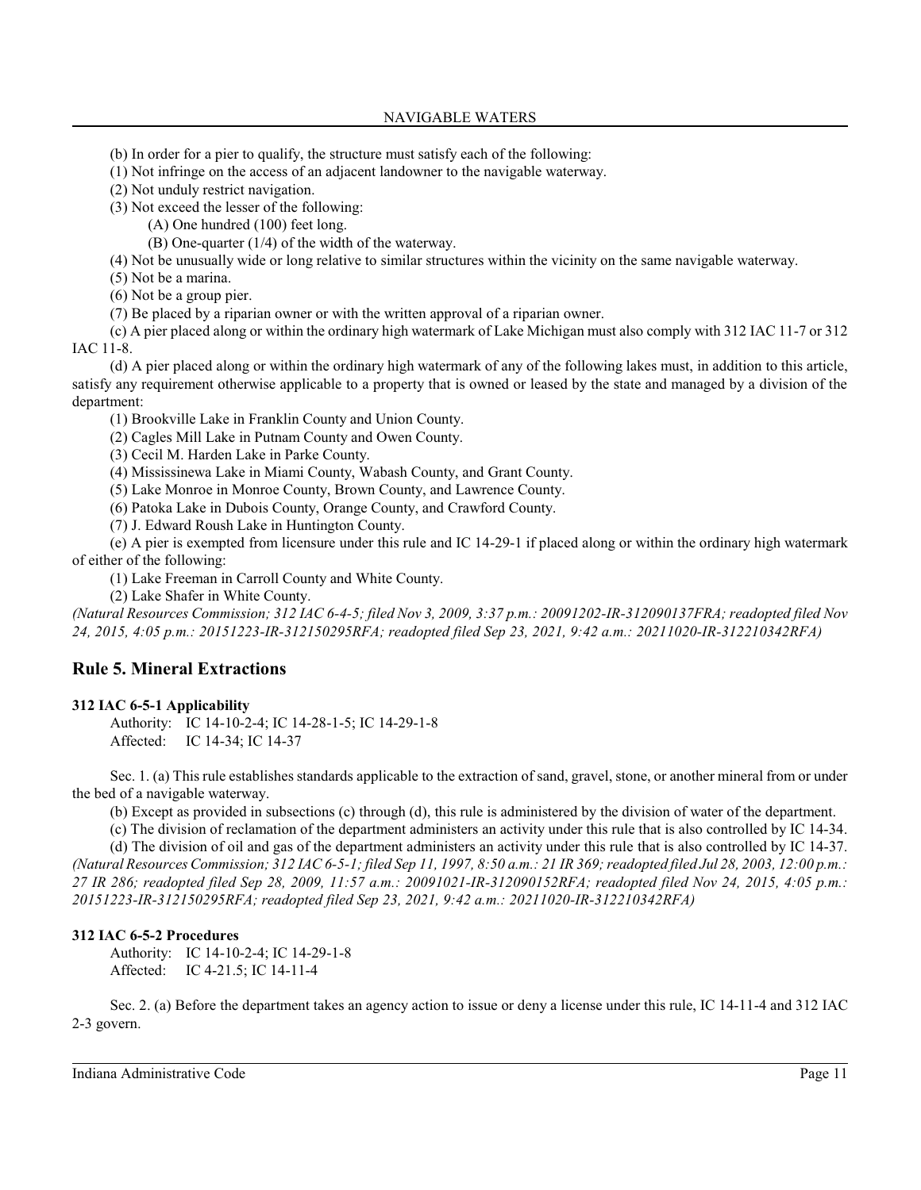(b) In order for a pier to qualify, the structure must satisfy each of the following:

(1) Not infringe on the access of an adjacent landowner to the navigable waterway.

(2) Not unduly restrict navigation.

(3) Not exceed the lesser of the following:

(A) One hundred (100) feet long.

(B) One-quarter (1/4) of the width of the waterway.

(4) Not be unusually wide or long relative to similar structures within the vicinity on the same navigable waterway.

(5) Not be a marina.

(6) Not be a group pier.

(7) Be placed by a riparian owner or with the written approval of a riparian owner.

(c) A pier placed along or within the ordinary high watermark of Lake Michigan must also comply with 312 IAC 11-7 or 312 IAC 11-8.

(d) A pier placed along or within the ordinary high watermark of any of the following lakes must, in addition to this article, satisfy any requirement otherwise applicable to a property that is owned or leased by the state and managed by a division of the department:

(1) Brookville Lake in Franklin County and Union County.

(2) Cagles Mill Lake in Putnam County and Owen County.

(3) Cecil M. Harden Lake in Parke County.

(4) Mississinewa Lake in Miami County, Wabash County, and Grant County.

(5) Lake Monroe in Monroe County, Brown County, and Lawrence County.

(6) Patoka Lake in Dubois County, Orange County, and Crawford County.

(7) J. Edward Roush Lake in Huntington County.

(e) A pier is exempted from licensure under this rule and IC 14-29-1 if placed along or within the ordinary high watermark of either of the following:

(1) Lake Freeman in Carroll County and White County.

(2) Lake Shafer in White County.

*(Natural Resources Commission; 312 IAC 6-4-5; filed Nov 3, 2009, 3:37 p.m.: 20091202-IR-312090137FRA; readopted filed Nov 24, 2015, 4:05 p.m.: 20151223-IR-312150295RFA; readopted filed Sep 23, 2021, 9:42 a.m.: 20211020-IR-312210342RFA)*

## Rule 5. Mineral Extractions

**312 IAC 6-5-1 Applicability**

Authority: IC 14-10-2-4; IC 14-28-1-5; IC 14-29-1-8
Affected: IC 14-34; IC 14-37

Sec. 1. (a) This rule establishes standards applicable to the extraction of sand, gravel, stone, or another mineral from or under the bed of a navigable waterway.

(b) Except as provided in subsections (c) through (d), this rule is administered by the division of water of the department.

(c) The division of reclamation of the department administers an activity under this rule that is also controlled by IC 14-34.

(d) The division of oil and gas of the department administers an activity under this rule that is also controlled by IC 14-37.

*(Natural Resources Commission; 312 IAC 6-5-1; filed Sep 11, 1997, 8:50 a.m.: 21 IR 369; readopted filed Jul 28, 2003, 12:00 p.m.: 27 IR 286; readopted filed Sep 28, 2009, 11:57 a.m.: 20091021-IR-312090152RFA; readopted filed Nov 24, 2015, 4:05 p.m.: 20151223-IR-312150295RFA; readopted filed Sep 23, 2021, 9:42 a.m.: 20211020-IR-312210342RFA)*

**312 IAC 6-5-2 Procedures**

Authority: IC 14-10-2-4; IC 14-29-1-8
Affected: IC 4-21.5; IC 14-11-4

Sec. 2. (a) Before the department takes an agency action to issue or deny a license under this rule, IC 14-11-4 and 312 IAC 2-3 govern.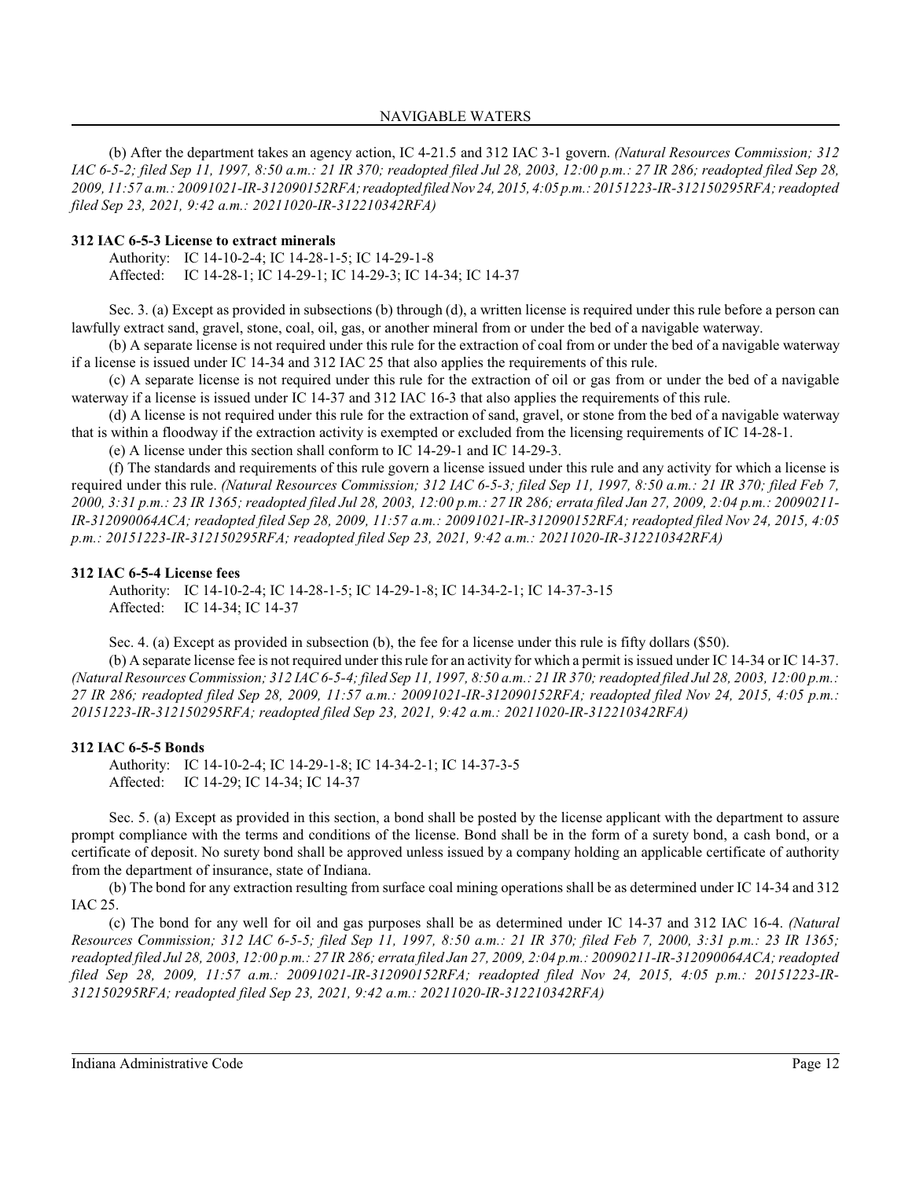(b) After the department takes an agency action, IC 4-21.5 and 312 IAC 3-1 govern. *(Natural Resources Commission; 312 IAC 6-5-2; filed Sep 11, 1997, 8:50 a.m.: 21 IR 370; readopted filed Jul 28, 2003, 12:00 p.m.: 27 IR 286; readopted filed Sep 28, 2009, 11:57 a.m.: 20091021-IR-312090152RFA; readopted filed Nov 24, 2015, 4:05 p.m.: 20151223-IR-312150295RFA; readopted filed Sep 23, 2021, 9:42 a.m.: 20211020-IR-312210342RFA)*

**312 IAC 6-5-3 License to extract minerals**

Authority: IC 14-10-2-4; IC 14-28-1-5; IC 14-29-1-8
Affected: IC 14-28-1; IC 14-29-1; IC 14-29-3; IC 14-34; IC 14-37

Sec. 3. (a) Except as provided in subsections (b) through (d), a written license is required under this rule before a person can lawfully extract sand, gravel, stone, coal, oil, gas, or another mineral from or under the bed of a navigable waterway.

(b) A separate license is not required under this rule for the extraction of coal from or under the bed of a navigable waterway if a license is issued under IC 14-34 and 312 IAC 25 that also applies the requirements of this rule.

(c) A separate license is not required under this rule for the extraction of oil or gas from or under the bed of a navigable waterway if a license is issued under IC 14-37 and 312 IAC 16-3 that also applies the requirements of this rule.

(d) A license is not required under this rule for the extraction of sand, gravel, or stone from the bed of a navigable waterway that is within a floodway if the extraction activity is exempted or excluded from the licensing requirements of IC 14-28-1.

(e) A license under this section shall conform to IC 14-29-1 and IC 14-29-3.

(f) The standards and requirements of this rule govern a license issued under this rule and any activity for which a license is required under this rule. *(Natural Resources Commission; 312 IAC 6-5-3; filed Sep 11, 1997, 8:50 a.m.: 21 IR 370; filed Feb 7, 2000, 3:31 p.m.: 23 IR 1365; readopted filed Jul 28, 2003, 12:00 p.m.: 27 IR 286; errata filed Jan 27, 2009, 2:04 p.m.: 20090211-IR-312090064ACA; readopted filed Sep 28, 2009, 11:57 a.m.: 20091021-IR-312090152RFA; readopted filed Nov 24, 2015, 4:05 p.m.: 20151223-IR-312150295RFA; readopted filed Sep 23, 2021, 9:42 a.m.: 20211020-IR-312210342RFA)*

**312 IAC 6-5-4 License fees**

Authority: IC 14-10-2-4; IC 14-28-1-5; IC 14-29-1-8; IC 14-34-2-1; IC 14-37-3-15
Affected: IC 14-34; IC 14-37

Sec. 4. (a) Except as provided in subsection (b), the fee for a license under this rule is fifty dollars ($50).

(b) A separate license fee is not required under this rule for an activity for which a permit is issued under IC 14-34 or IC 14-37. *(Natural Resources Commission; 312 IAC 6-5-4; filed Sep 11, 1997, 8:50 a.m.: 21 IR 370; readopted filed Jul 28, 2003, 12:00 p.m.: 27 IR 286; readopted filed Sep 28, 2009, 11:57 a.m.: 20091021-IR-312090152RFA; readopted filed Nov 24, 2015, 4:05 p.m.: 20151223-IR-312150295RFA; readopted filed Sep 23, 2021, 9:42 a.m.: 20211020-IR-312210342RFA)*

**312 IAC 6-5-5 Bonds**

Authority: IC 14-10-2-4; IC 14-29-1-8; IC 14-34-2-1; IC 14-37-3-5
Affected: IC 14-29; IC 14-34; IC 14-37

Sec. 5. (a) Except as provided in this section, a bond shall be posted by the license applicant with the department to assure prompt compliance with the terms and conditions of the license. Bond shall be in the form of a surety bond, a cash bond, or a certificate of deposit. No surety bond shall be approved unless issued by a company holding an applicable certificate of authority from the department of insurance, state of Indiana.

(b) The bond for any extraction resulting from surface coal mining operations shall be as determined under IC 14-34 and 312 IAC 25.

(c) The bond for any well for oil and gas purposes shall be as determined under IC 14-37 and 312 IAC 16-4. *(Natural Resources Commission; 312 IAC 6-5-5; filed Sep 11, 1997, 8:50 a.m.: 21 IR 370; filed Feb 7, 2000, 3:31 p.m.: 23 IR 1365; readopted filed Jul 28, 2003, 12:00 p.m.: 27 IR 286; errata filed Jan 27, 2009, 2:04 p.m.: 20090211-IR-312090064ACA; readopted filed Sep 28, 2009, 11:57 a.m.: 20091021-IR-312090152RFA; readopted filed Nov 24, 2015, 4:05 p.m.: 20151223-IR-312150295RFA; readopted filed Sep 23, 2021, 9:42 a.m.: 20211020-IR-312210342RFA)*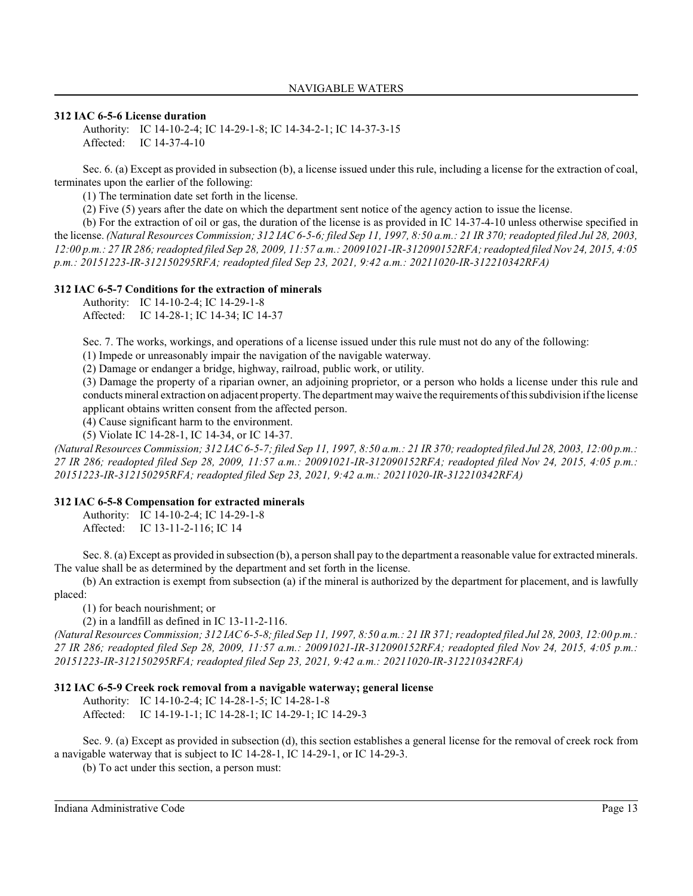### 312 IAC 6-5-6 License duration

Authority: IC 14-10-2-4; IC 14-29-1-8; IC 14-34-2-1; IC 14-37-3-15
Affected: IC 14-37-4-10

Sec. 6. (a) Except as provided in subsection (b), a license issued under this rule, including a license for the extraction of coal, terminates upon the earlier of the following:

(1) The termination date set forth in the license.

(2) Five (5) years after the date on which the department sent notice of the agency action to issue the license.

(b) For the extraction of oil or gas, the duration of the license is as provided in IC 14-37-4-10 unless otherwise specified in the license. *(Natural Resources Commission; 312 IAC 6-5-6; filed Sep 11, 1997, 8:50 a.m.: 21 IR 370; readopted filed Jul 28, 2003, 12:00 p.m.: 27 IR 286; readopted filed Sep 28, 2009, 11:57 a.m.: 20091021-IR-312090152RFA; readopted filed Nov 24, 2015, 4:05 p.m.: 20151223-IR-312150295RFA; readopted filed Sep 23, 2021, 9:42 a.m.: 20211020-IR-312210342RFA)*

### 312 IAC 6-5-7 Conditions for the extraction of minerals

Authority: IC 14-10-2-4; IC 14-29-1-8
Affected: IC 14-28-1; IC 14-34; IC 14-37

Sec. 7. The works, workings, and operations of a license issued under this rule must not do any of the following:

(1) Impede or unreasonably impair the navigation of the navigable waterway.

(2) Damage or endanger a bridge, highway, railroad, public work, or utility.

(3) Damage the property of a riparian owner, an adjoining proprietor, or a person who holds a license under this rule and conducts mineral extraction on adjacent property. The department may waive the requirements of this subdivision if the license applicant obtains written consent from the affected person.

(4) Cause significant harm to the environment.

(5) Violate IC 14-28-1, IC 14-34, or IC 14-37.

*(Natural Resources Commission; 312 IAC 6-5-7; filed Sep 11, 1997, 8:50 a.m.: 21 IR 370; readopted filed Jul 28, 2003, 12:00 p.m.: 27 IR 286; readopted filed Sep 28, 2009, 11:57 a.m.: 20091021-IR-312090152RFA; readopted filed Nov 24, 2015, 4:05 p.m.: 20151223-IR-312150295RFA; readopted filed Sep 23, 2021, 9:42 a.m.: 20211020-IR-312210342RFA)*

### 312 IAC 6-5-8 Compensation for extracted minerals

Authority: IC 14-10-2-4; IC 14-29-1-8
Affected: IC 13-11-2-116; IC 14

Sec. 8. (a) Except as provided in subsection (b), a person shall pay to the department a reasonable value for extracted minerals. The value shall be as determined by the department and set forth in the license.

(b) An extraction is exempt from subsection (a) if the mineral is authorized by the department for placement, and is lawfully placed:

(1) for beach nourishment; or

(2) in a landfill as defined in IC 13-11-2-116.

*(Natural Resources Commission; 312 IAC 6-5-8; filed Sep 11, 1997, 8:50 a.m.: 21 IR 371; readopted filed Jul 28, 2003, 12:00 p.m.: 27 IR 286; readopted filed Sep 28, 2009, 11:57 a.m.: 20091021-IR-312090152RFA; readopted filed Nov 24, 2015, 4:05 p.m.: 20151223-IR-312150295RFA; readopted filed Sep 23, 2021, 9:42 a.m.: 20211020-IR-312210342RFA)*

### 312 IAC 6-5-9 Creek rock removal from a navigable waterway; general license

Authority: IC 14-10-2-4; IC 14-28-1-5; IC 14-28-1-8
Affected: IC 14-19-1-1; IC 14-28-1; IC 14-29-1; IC 14-29-3

Sec. 9. (a) Except as provided in subsection (d), this section establishes a general license for the removal of creek rock from a navigable waterway that is subject to IC 14-28-1, IC 14-29-1, or IC 14-29-3.

(b) To act under this section, a person must: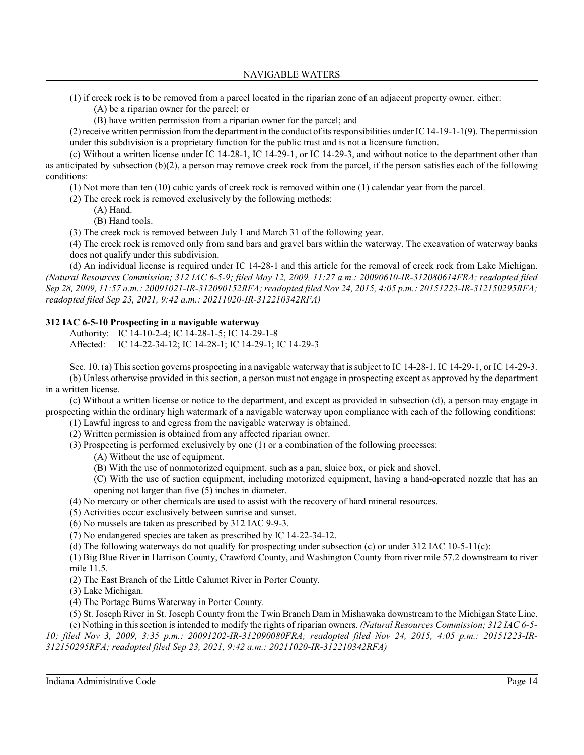(1) if creek rock is to be removed from a parcel located in the riparian zone of an adjacent property owner, either:

(A) be a riparian owner for the parcel; or

(B) have written permission from a riparian owner for the parcel; and

(2) receive written permission from the department in the conduct of its responsibilities under IC 14-19-1-1(9). The permission under this subdivision is a proprietary function for the public trust and is not a licensure function.

(c) Without a written license under IC 14-28-1, IC 14-29-1, or IC 14-29-3, and without notice to the department other than as anticipated by subsection (b)(2), a person may remove creek rock from the parcel, if the person satisfies each of the following conditions:

(1) Not more than ten (10) cubic yards of creek rock is removed within one (1) calendar year from the parcel.

(2) The creek rock is removed exclusively by the following methods:

(A) Hand.

(B) Hand tools.

(3) The creek rock is removed between July 1 and March 31 of the following year.

(4) The creek rock is removed only from sand bars and gravel bars within the waterway. The excavation of waterway banks does not qualify under this subdivision.

(d) An individual license is required under IC 14-28-1 and this article for the removal of creek rock from Lake Michigan. *(Natural Resources Commission; 312 IAC 6-5-9; filed May 12, 2009, 11:27 a.m.: 20090610-IR-312080614FRA; readopted filed Sep 28, 2009, 11:57 a.m.: 20091021-IR-312090152RFA; readopted filed Nov 24, 2015, 4:05 p.m.: 20151223-IR-312150295RFA; readopted filed Sep 23, 2021, 9:42 a.m.: 20211020-IR-312210342RFA)*

**312 IAC 6-5-10 Prospecting in a navigable waterway**

Authority: IC 14-10-2-4; IC 14-28-1-5; IC 14-29-1-8
Affected: IC 14-22-34-12; IC 14-28-1; IC 14-29-1; IC 14-29-3

Sec. 10. (a) This section governs prospecting in a navigable waterway that is subject to IC 14-28-1, IC 14-29-1, or IC 14-29-3.

(b) Unless otherwise provided in this section, a person must not engage in prospecting except as approved by the department in a written license.

(c) Without a written license or notice to the department, and except as provided in subsection (d), a person may engage in prospecting within the ordinary high watermark of a navigable waterway upon compliance with each of the following conditions:

(1) Lawful ingress to and egress from the navigable waterway is obtained.

(2) Written permission is obtained from any affected riparian owner.

(3) Prospecting is performed exclusively by one (1) or a combination of the following processes:

(A) Without the use of equipment.

(B) With the use of nonmotorized equipment, such as a pan, sluice box, or pick and shovel.

(C) With the use of suction equipment, including motorized equipment, having a hand-operated nozzle that has an opening not larger than five (5) inches in diameter.

(4) No mercury or other chemicals are used to assist with the recovery of hard mineral resources.

(5) Activities occur exclusively between sunrise and sunset.

(6) No mussels are taken as prescribed by 312 IAC 9-9-3.

(7) No endangered species are taken as prescribed by IC 14-22-34-12.

(d) The following waterways do not qualify for prospecting under subsection (c) or under 312 IAC 10-5-11(c):

(1) Big Blue River in Harrison County, Crawford County, and Washington County from river mile 57.2 downstream to river mile 11.5.

(2) The East Branch of the Little Calumet River in Porter County.

(3) Lake Michigan.

(4) The Portage Burns Waterway in Porter County.

(5) St. Joseph River in St. Joseph County from the Twin Branch Dam in Mishawaka downstream to the Michigan State Line.

(e) Nothing in this section is intended to modify the rights of riparian owners. *(Natural Resources Commission; 312 IAC 6-5-10; filed Nov 3, 2009, 3:35 p.m.: 20091202-IR-312090080FRA; readopted filed Nov 24, 2015, 4:05 p.m.: 20151223-IR-312150295RFA; readopted filed Sep 23, 2021, 9:42 a.m.: 20211020-IR-312210342RFA)*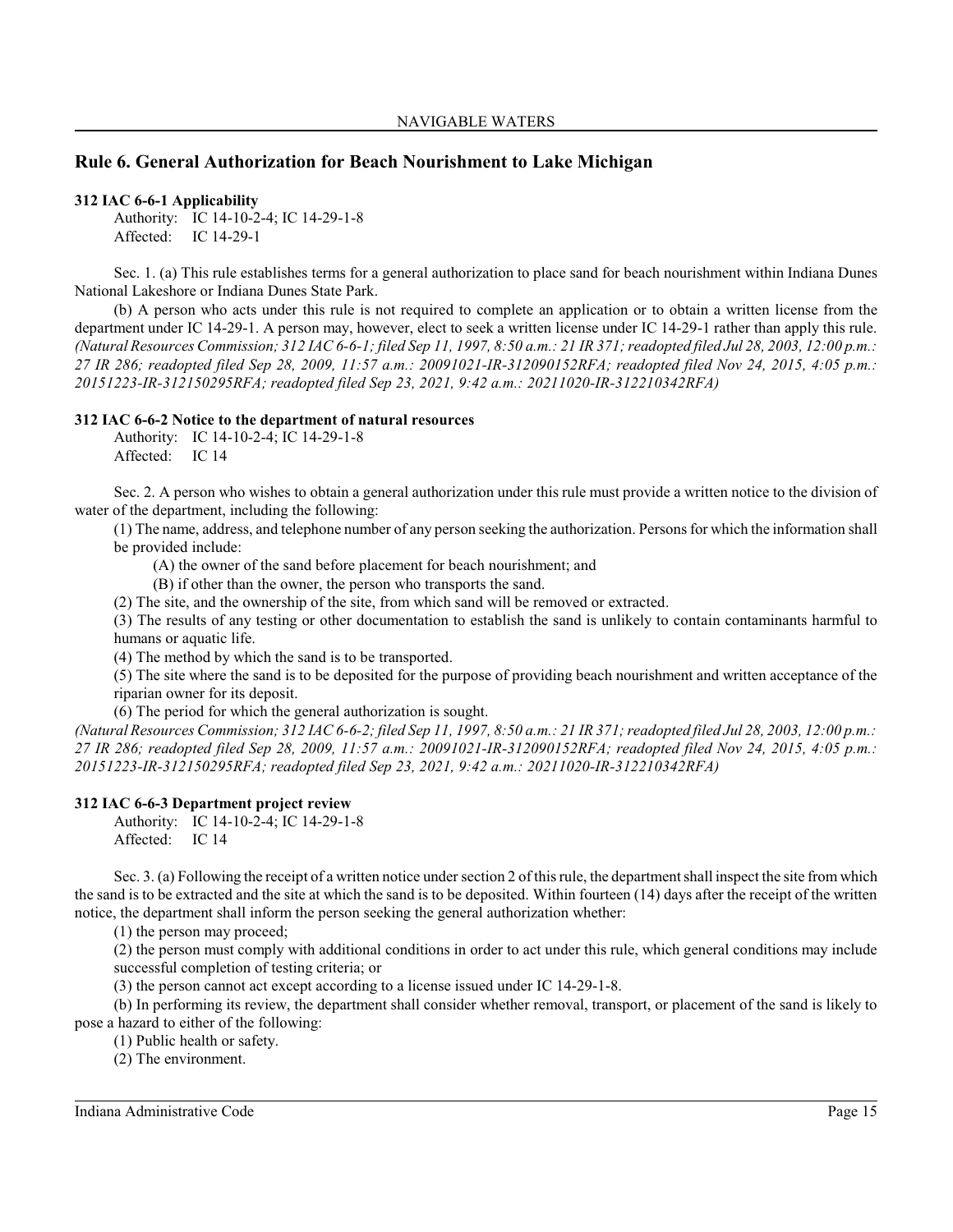## Rule 6. General Authorization for Beach Nourishment to Lake Michigan

**312 IAC 6-6-1 Applicability**

Authority: IC 14-10-2-4; IC 14-29-1-8
Affected: IC 14-29-1

Sec. 1. (a) This rule establishes terms for a general authorization to place sand for beach nourishment within Indiana Dunes National Lakeshore or Indiana Dunes State Park.

(b) A person who acts under this rule is not required to complete an application or to obtain a written license from the department under IC 14-29-1. A person may, however, elect to seek a written license under IC 14-29-1 rather than apply this rule. *(Natural Resources Commission; 312 IAC 6-6-1; filed Sep 11, 1997, 8:50 a.m.: 21 IR 371; readopted filed Jul 28, 2003, 12:00 p.m.: 27 IR 286; readopted filed Sep 28, 2009, 11:57 a.m.: 20091021-IR-312090152RFA; readopted filed Nov 24, 2015, 4:05 p.m.: 20151223-IR-312150295RFA; readopted filed Sep 23, 2021, 9:42 a.m.: 20211020-IR-312210342RFA)*

**312 IAC 6-6-2 Notice to the department of natural resources**

Authority: IC 14-10-2-4; IC 14-29-1-8
Affected: IC 14

Sec. 2. A person who wishes to obtain a general authorization under this rule must provide a written notice to the division of water of the department, including the following:

(1) The name, address, and telephone number of any person seeking the authorization. Persons for which the information shall be provided include:

(A) the owner of the sand before placement for beach nourishment; and

(B) if other than the owner, the person who transports the sand.

(2) The site, and the ownership of the site, from which sand will be removed or extracted.

(3) The results of any testing or other documentation to establish the sand is unlikely to contain contaminants harmful to humans or aquatic life.

(4) The method by which the sand is to be transported.

(5) The site where the sand is to be deposited for the purpose of providing beach nourishment and written acceptance of the riparian owner for its deposit.

(6) The period for which the general authorization is sought.

*(Natural Resources Commission; 312 IAC 6-6-2; filed Sep 11, 1997, 8:50 a.m.: 21 IR 371; readopted filed Jul 28, 2003, 12:00 p.m.: 27 IR 286; readopted filed Sep 28, 2009, 11:57 a.m.: 20091021-IR-312090152RFA; readopted filed Nov 24, 2015, 4:05 p.m.: 20151223-IR-312150295RFA; readopted filed Sep 23, 2021, 9:42 a.m.: 20211020-IR-312210342RFA)*

**312 IAC 6-6-3 Department project review**

Authority: IC 14-10-2-4; IC 14-29-1-8
Affected: IC 14

Sec. 3. (a) Following the receipt of a written notice under section 2 of this rule, the department shall inspect the site from which the sand is to be extracted and the site at which the sand is to be deposited. Within fourteen (14) days after the receipt of the written notice, the department shall inform the person seeking the general authorization whether:

(1) the person may proceed;

(2) the person must comply with additional conditions in order to act under this rule, which general conditions may include successful completion of testing criteria; or

(3) the person cannot act except according to a license issued under IC 14-29-1-8.

(b) In performing its review, the department shall consider whether removal, transport, or placement of the sand is likely to pose a hazard to either of the following:

(1) Public health or safety.

(2) The environment.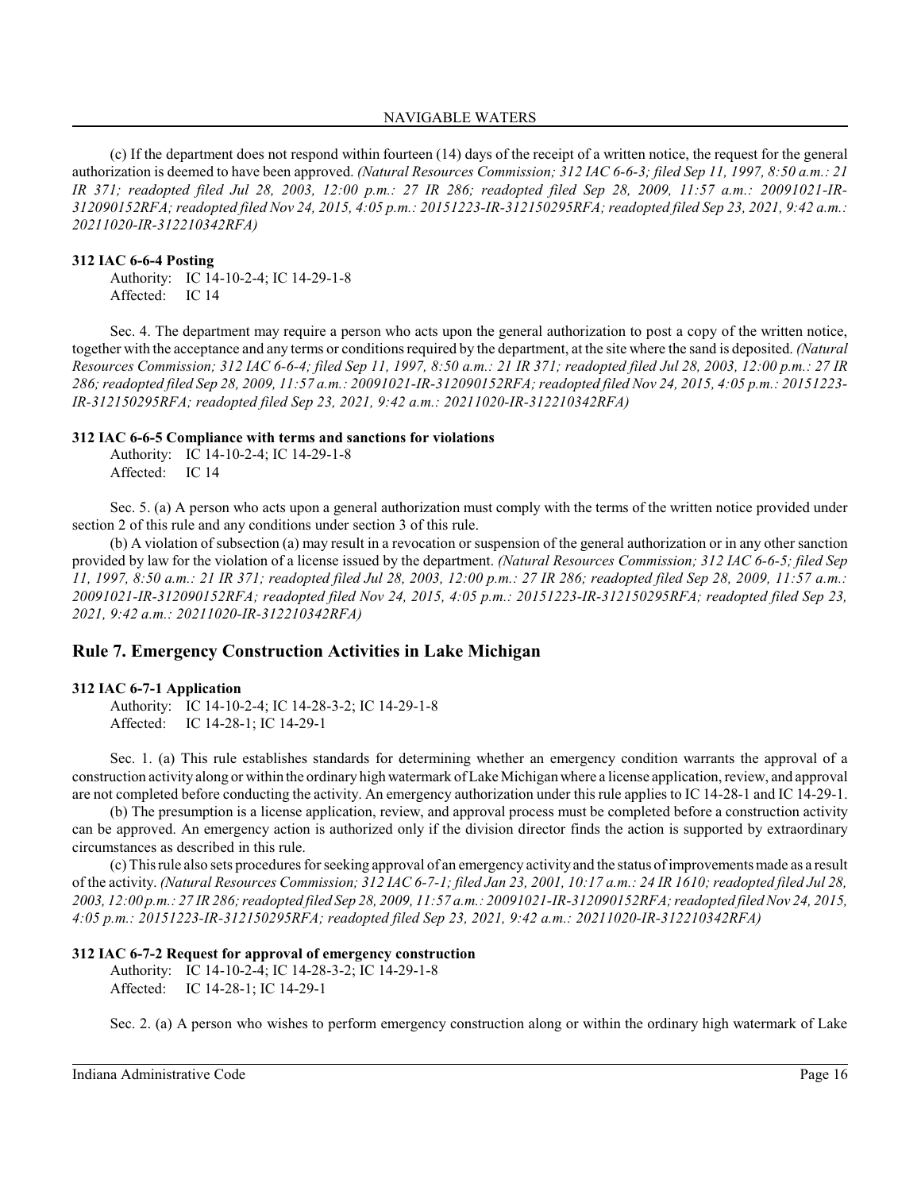(c) If the department does not respond within fourteen (14) days of the receipt of a written notice, the request for the general authorization is deemed to have been approved. *(Natural Resources Commission; 312 IAC 6-6-3; filed Sep 11, 1997, 8:50 a.m.: 21 IR 371; readopted filed Jul 28, 2003, 12:00 p.m.: 27 IR 286; readopted filed Sep 28, 2009, 11:57 a.m.: 20091021-IR-312090152RFA; readopted filed Nov 24, 2015, 4:05 p.m.: 20151223-IR-312150295RFA; readopted filed Sep 23, 2021, 9:42 a.m.: 20211020-IR-312210342RFA)*

**312 IAC 6-6-4 Posting**

Authority: IC 14-10-2-4; IC 14-29-1-8
Affected: IC 14

Sec. 4. The department may require a person who acts upon the general authorization to post a copy of the written notice, together with the acceptance and any terms or conditions required by the department, at the site where the sand is deposited. *(Natural Resources Commission; 312 IAC 6-6-4; filed Sep 11, 1997, 8:50 a.m.: 21 IR 371; readopted filed Jul 28, 2003, 12:00 p.m.: 27 IR 286; readopted filed Sep 28, 2009, 11:57 a.m.: 20091021-IR-312090152RFA; readopted filed Nov 24, 2015, 4:05 p.m.: 20151223-IR-312150295RFA; readopted filed Sep 23, 2021, 9:42 a.m.: 20211020-IR-312210342RFA)*

**312 IAC 6-6-5 Compliance with terms and sanctions for violations**

Authority: IC 14-10-2-4; IC 14-29-1-8
Affected: IC 14

Sec. 5. (a) A person who acts upon a general authorization must comply with the terms of the written notice provided under section 2 of this rule and any conditions under section 3 of this rule.

(b) A violation of subsection (a) may result in a revocation or suspension of the general authorization or in any other sanction provided by law for the violation of a license issued by the department. *(Natural Resources Commission; 312 IAC 6-6-5; filed Sep 11, 1997, 8:50 a.m.: 21 IR 371; readopted filed Jul 28, 2003, 12:00 p.m.: 27 IR 286; readopted filed Sep 28, 2009, 11:57 a.m.: 20091021-IR-312090152RFA; readopted filed Nov 24, 2015, 4:05 p.m.: 20151223-IR-312150295RFA; readopted filed Sep 23, 2021, 9:42 a.m.: 20211020-IR-312210342RFA)*

## Rule 7. Emergency Construction Activities in Lake Michigan

**312 IAC 6-7-1 Application**

Authority: IC 14-10-2-4; IC 14-28-3-2; IC 14-29-1-8
Affected: IC 14-28-1; IC 14-29-1

Sec. 1. (a) This rule establishes standards for determining whether an emergency condition warrants the approval of a construction activity along or within the ordinary high watermark of Lake Michigan where a license application, review, and approval are not completed before conducting the activity. An emergency authorization under this rule applies to IC 14-28-1 and IC 14-29-1.

(b) The presumption is a license application, review, and approval process must be completed before a construction activity can be approved. An emergency action is authorized only if the division director finds the action is supported by extraordinary circumstances as described in this rule.

(c) This rule also sets procedures for seeking approval of an emergency activity and the status of improvements made as a result of the activity. *(Natural Resources Commission; 312 IAC 6-7-1; filed Jan 23, 2001, 10:17 a.m.: 24 IR 1610; readopted filed Jul 28, 2003, 12:00 p.m.: 27 IR 286; readopted filed Sep 28, 2009, 11:57 a.m.: 20091021-IR-312090152RFA; readopted filed Nov 24, 2015, 4:05 p.m.: 20151223-IR-312150295RFA; readopted filed Sep 23, 2021, 9:42 a.m.: 20211020-IR-312210342RFA)*

**312 IAC 6-7-2 Request for approval of emergency construction**

Authority: IC 14-10-2-4; IC 14-28-3-2; IC 14-29-1-8
Affected: IC 14-28-1; IC 14-29-1

Sec. 2. (a) A person who wishes to perform emergency construction along or within the ordinary high watermark of Lake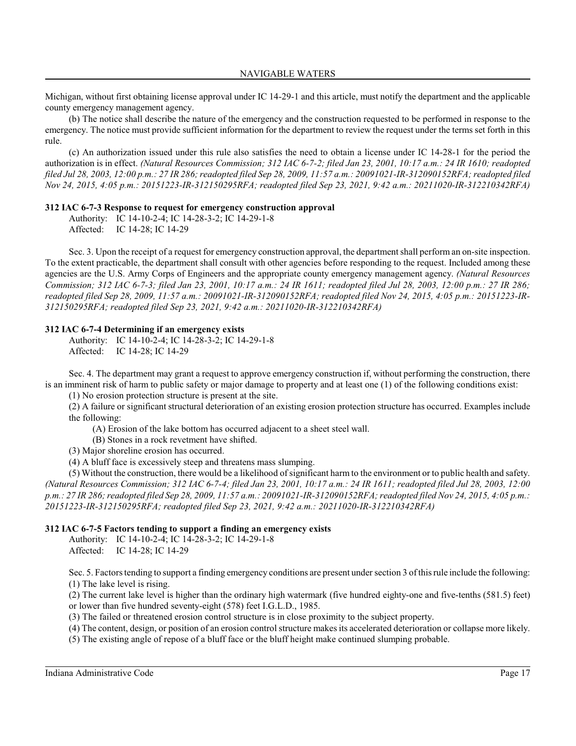Michigan, without first obtaining license approval under IC 14-29-1 and this article, must notify the department and the applicable county emergency management agency.

(b) The notice shall describe the nature of the emergency and the construction requested to be performed in response to the emergency. The notice must provide sufficient information for the department to review the request under the terms set forth in this rule.

(c) An authorization issued under this rule also satisfies the need to obtain a license under IC 14-28-1 for the period the authorization is in effect. *(Natural Resources Commission; 312 IAC 6-7-2; filed Jan 23, 2001, 10:17 a.m.: 24 IR 1610; readopted filed Jul 28, 2003, 12:00 p.m.: 27 IR 286; readopted filed Sep 28, 2009, 11:57 a.m.: 20091021-IR-312090152RFA; readopted filed Nov 24, 2015, 4:05 p.m.: 20151223-IR-312150295RFA; readopted filed Sep 23, 2021, 9:42 a.m.: 20211020-IR-312210342RFA)*

**312 IAC 6-7-3 Response to request for emergency construction approval**

Authority: IC 14-10-2-4; IC 14-28-3-2; IC 14-29-1-8
Affected: IC 14-28; IC 14-29

Sec. 3. Upon the receipt of a request for emergency construction approval, the department shall perform an on-site inspection. To the extent practicable, the department shall consult with other agencies before responding to the request. Included among these agencies are the U.S. Army Corps of Engineers and the appropriate county emergency management agency. *(Natural Resources Commission; 312 IAC 6-7-3; filed Jan 23, 2001, 10:17 a.m.: 24 IR 1611; readopted filed Jul 28, 2003, 12:00 p.m.: 27 IR 286; readopted filed Sep 28, 2009, 11:57 a.m.: 20091021-IR-312090152RFA; readopted filed Nov 24, 2015, 4:05 p.m.: 20151223-IR-312150295RFA; readopted filed Sep 23, 2021, 9:42 a.m.: 20211020-IR-312210342RFA)*

**312 IAC 6-7-4 Determining if an emergency exists**

Authority: IC 14-10-2-4; IC 14-28-3-2; IC 14-29-1-8
Affected: IC 14-28; IC 14-29

Sec. 4. The department may grant a request to approve emergency construction if, without performing the construction, there is an imminent risk of harm to public safety or major damage to property and at least one (1) of the following conditions exist:

(1) No erosion protection structure is present at the site.

(2) A failure or significant structural deterioration of an existing erosion protection structure has occurred. Examples include the following:

(A) Erosion of the lake bottom has occurred adjacent to a sheet steel wall.

(B) Stones in a rock revetment have shifted.

(3) Major shoreline erosion has occurred.

(4) A bluff face is excessively steep and threatens mass slumping.

(5) Without the construction, there would be a likelihood of significant harm to the environment or to public health and safety. *(Natural Resources Commission; 312 IAC 6-7-4; filed Jan 23, 2001, 10:17 a.m.: 24 IR 1611; readopted filed Jul 28, 2003, 12:00 p.m.: 27 IR 286; readopted filed Sep 28, 2009, 11:57 a.m.: 20091021-IR-312090152RFA; readopted filed Nov 24, 2015, 4:05 p.m.: 20151223-IR-312150295RFA; readopted filed Sep 23, 2021, 9:42 a.m.: 20211020-IR-312210342RFA)*

**312 IAC 6-7-5 Factors tending to support a finding an emergency exists**

Authority: IC 14-10-2-4; IC 14-28-3-2; IC 14-29-1-8
Affected: IC 14-28; IC 14-29

Sec. 5. Factors tending to support a finding emergency conditions are present under section 3 of this rule include the following:

(1) The lake level is rising.

(2) The current lake level is higher than the ordinary high watermark (five hundred eighty-one and five-tenths (581.5) feet) or lower than five hundred seventy-eight (578) feet I.G.L.D., 1985.

(3) The failed or threatened erosion control structure is in close proximity to the subject property.

(4) The content, design, or position of an erosion control structure makes its accelerated deterioration or collapse more likely.

(5) The existing angle of repose of a bluff face or the bluff height make continued slumping probable.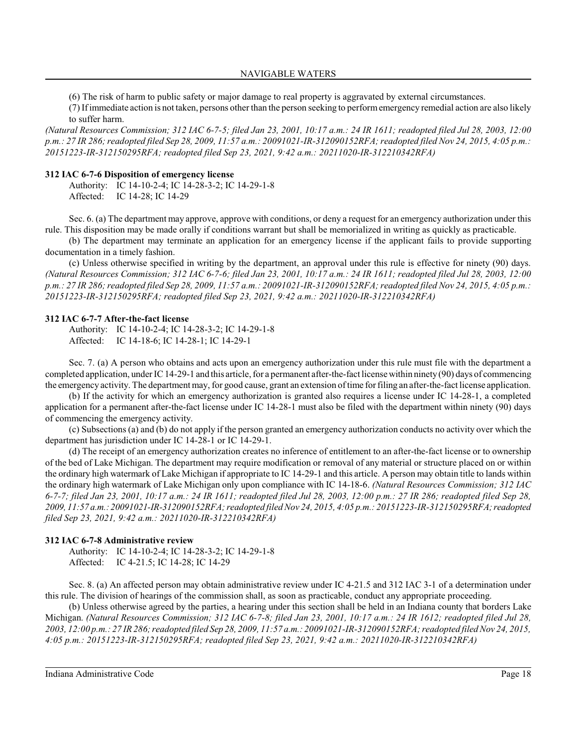(6) The risk of harm to public safety or major damage to real property is aggravated by external circumstances.

(7) If immediate action is not taken, persons other than the person seeking to perform emergency remedial action are also likely to suffer harm.

*(Natural Resources Commission; 312 IAC 6-7-5; filed Jan 23, 2001, 10:17 a.m.: 24 IR 1611; readopted filed Jul 28, 2003, 12:00 p.m.: 27 IR 286; readopted filed Sep 28, 2009, 11:57 a.m.: 20091021-IR-312090152RFA; readopted filed Nov 24, 2015, 4:05 p.m.: 20151223-IR-312150295RFA; readopted filed Sep 23, 2021, 9:42 a.m.: 20211020-IR-312210342RFA)*

**312 IAC 6-7-6 Disposition of emergency license**

Authority: IC 14-10-2-4; IC 14-28-3-2; IC 14-29-1-8
Affected: IC 14-28; IC 14-29

Sec. 6. (a) The department may approve, approve with conditions, or deny a request for an emergency authorization under this rule. This disposition may be made orally if conditions warrant but shall be memorialized in writing as quickly as practicable.

(b) The department may terminate an application for an emergency license if the applicant fails to provide supporting documentation in a timely fashion.

(c) Unless otherwise specified in writing by the department, an approval under this rule is effective for ninety (90) days. *(Natural Resources Commission; 312 IAC 6-7-6; filed Jan 23, 2001, 10:17 a.m.: 24 IR 1611; readopted filed Jul 28, 2003, 12:00 p.m.: 27 IR 286; readopted filed Sep 28, 2009, 11:57 a.m.: 20091021-IR-312090152RFA; readopted filed Nov 24, 2015, 4:05 p.m.: 20151223-IR-312150295RFA; readopted filed Sep 23, 2021, 9:42 a.m.: 20211020-IR-312210342RFA)*

**312 IAC 6-7-7 After-the-fact license**

Authority: IC 14-10-2-4; IC 14-28-3-2; IC 14-29-1-8
Affected: IC 14-18-6; IC 14-28-1; IC 14-29-1

Sec. 7. (a) A person who obtains and acts upon an emergency authorization under this rule must file with the department a completed application, under IC 14-29-1 and this article, for a permanent after-the-fact license within ninety (90) days of commencing the emergency activity. The department may, for good cause, grant an extension of time for filing an after-the-fact license application.

(b) If the activity for which an emergency authorization is granted also requires a license under IC 14-28-1, a completed application for a permanent after-the-fact license under IC 14-28-1 must also be filed with the department within ninety (90) days of commencing the emergency activity.

(c) Subsections (a) and (b) do not apply if the person granted an emergency authorization conducts no activity over which the department has jurisdiction under IC 14-28-1 or IC 14-29-1.

(d) The receipt of an emergency authorization creates no inference of entitlement to an after-the-fact license or to ownership of the bed of Lake Michigan. The department may require modification or removal of any material or structure placed on or within the ordinary high watermark of Lake Michigan if appropriate to IC 14-29-1 and this article. A person may obtain title to lands within the ordinary high watermark of Lake Michigan only upon compliance with IC 14-18-6. *(Natural Resources Commission; 312 IAC 6-7-7; filed Jan 23, 2001, 10:17 a.m.: 24 IR 1611; readopted filed Jul 28, 2003, 12:00 p.m.: 27 IR 286; readopted filed Sep 28, 2009, 11:57 a.m.: 20091021-IR-312090152RFA; readopted filed Nov 24, 2015, 4:05 p.m.: 20151223-IR-312150295RFA; readopted filed Sep 23, 2021, 9:42 a.m.: 20211020-IR-312210342RFA)*

**312 IAC 6-7-8 Administrative review**

Authority: IC 14-10-2-4; IC 14-28-3-2; IC 14-29-1-8
Affected: IC 4-21.5; IC 14-28; IC 14-29

Sec. 8. (a) An affected person may obtain administrative review under IC 4-21.5 and 312 IAC 3-1 of a determination under this rule. The division of hearings of the commission shall, as soon as practicable, conduct any appropriate proceeding.

(b) Unless otherwise agreed by the parties, a hearing under this section shall be held in an Indiana county that borders Lake Michigan. *(Natural Resources Commission; 312 IAC 6-7-8; filed Jan 23, 2001, 10:17 a.m.: 24 IR 1612; readopted filed Jul 28, 2003, 12:00 p.m.: 27 IR 286; readopted filed Sep 28, 2009, 11:57 a.m.: 20091021-IR-312090152RFA; readopted filed Nov 24, 2015, 4:05 p.m.: 20151223-IR-312150295RFA; readopted filed Sep 23, 2021, 9:42 a.m.: 20211020-IR-312210342RFA)*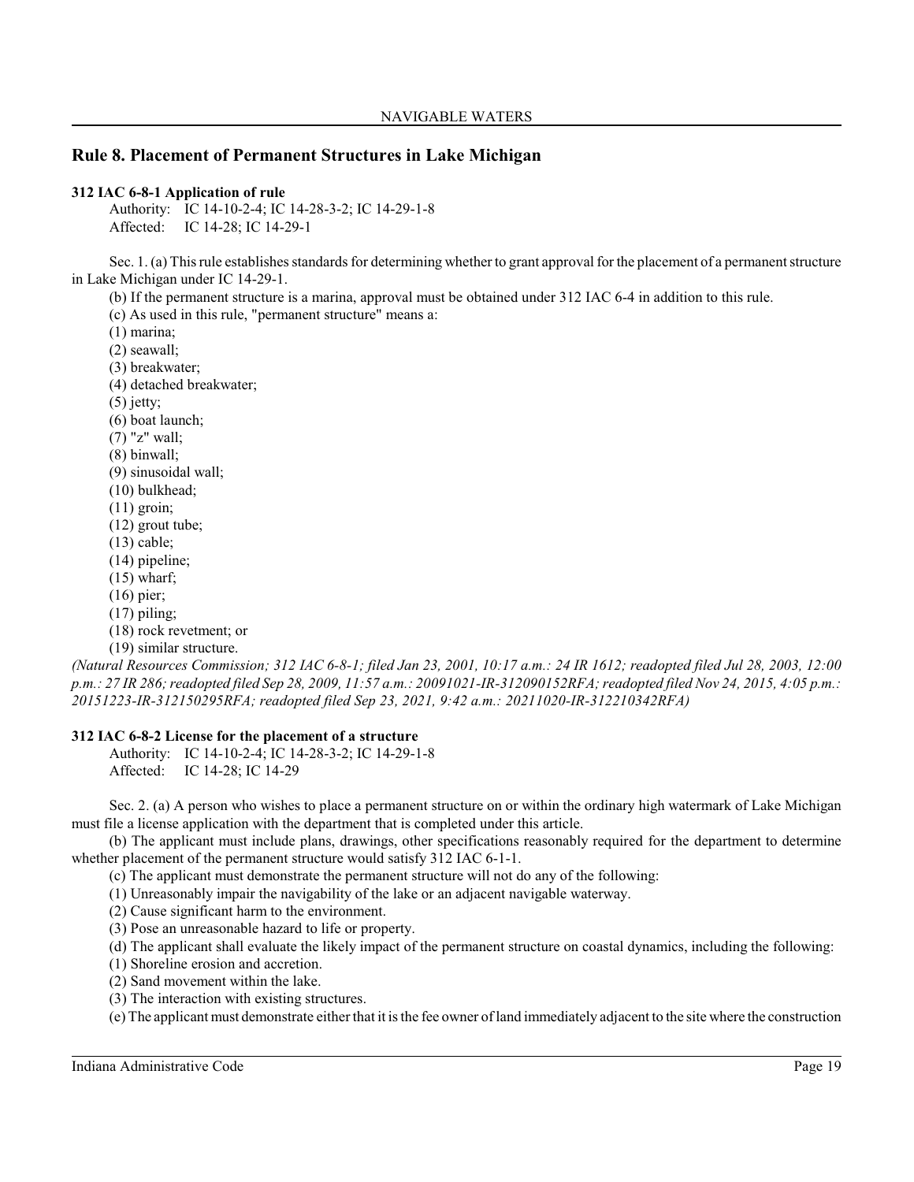## Rule 8. Placement of Permanent Structures in Lake Michigan

**312 IAC 6-8-1 Application of rule**

Authority: IC 14-10-2-4; IC 14-28-3-2; IC 14-29-1-8
Affected: IC 14-28; IC 14-29-1

Sec. 1. (a) This rule establishes standards for determining whether to grant approval for the placement of a permanent structure in Lake Michigan under IC 14-29-1.

(b) If the permanent structure is a marina, approval must be obtained under 312 IAC 6-4 in addition to this rule.

(c) As used in this rule, "permanent structure" means a:

(1) marina;
(2) seawall;
(3) breakwater;
(4) detached breakwater;
(5) jetty;
(6) boat launch;
(7) "z" wall;
(8) binwall;
(9) sinusoidal wall;
(10) bulkhead;
(11) groin;
(12) grout tube;
(13) cable;
(14) pipeline;
(15) wharf;
(16) pier;
(17) piling;
(18) rock revetment; or
(19) similar structure.

*(Natural Resources Commission; 312 IAC 6-8-1; filed Jan 23, 2001, 10:17 a.m.: 24 IR 1612; readopted filed Jul 28, 2003, 12:00 p.m.: 27 IR 286; readopted filed Sep 28, 2009, 11:57 a.m.: 20091021-IR-312090152RFA; readopted filed Nov 24, 2015, 4:05 p.m.: 20151223-IR-312150295RFA; readopted filed Sep 23, 2021, 9:42 a.m.: 20211020-IR-312210342RFA)*

**312 IAC 6-8-2 License for the placement of a structure**

Authority: IC 14-10-2-4; IC 14-28-3-2; IC 14-29-1-8
Affected: IC 14-28; IC 14-29

Sec. 2. (a) A person who wishes to place a permanent structure on or within the ordinary high watermark of Lake Michigan must file a license application with the department that is completed under this article.

(b) The applicant must include plans, drawings, other specifications reasonably required for the department to determine whether placement of the permanent structure would satisfy 312 IAC 6-1-1.

(c) The applicant must demonstrate the permanent structure will not do any of the following:

(1) Unreasonably impair the navigability of the lake or an adjacent navigable waterway.
(2) Cause significant harm to the environment.
(3) Pose an unreasonable hazard to life or property.

(d) The applicant shall evaluate the likely impact of the permanent structure on coastal dynamics, including the following:

(1) Shoreline erosion and accretion.
(2) Sand movement within the lake.
(3) The interaction with existing structures.

(e) The applicant must demonstrate either that it is the fee owner of land immediately adjacent to the site where the construction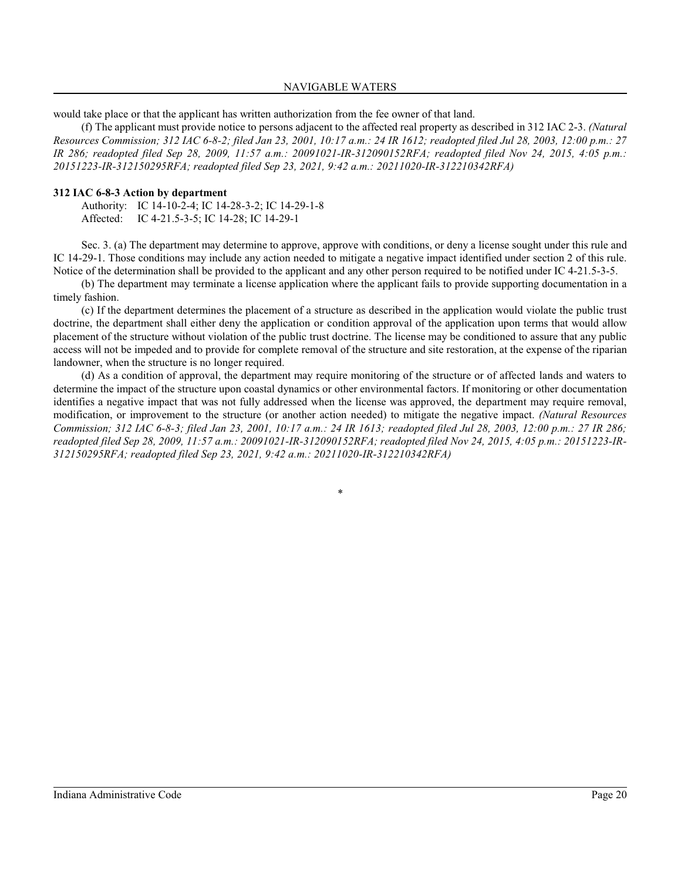would take place or that the applicant has written authorization from the fee owner of that land.

(f) The applicant must provide notice to persons adjacent to the affected real property as described in 312 IAC 2-3. *(Natural Resources Commission; 312 IAC 6-8-2; filed Jan 23, 2001, 10:17 a.m.: 24 IR 1612; readopted filed Jul 28, 2003, 12:00 p.m.: 27 IR 286; readopted filed Sep 28, 2009, 11:57 a.m.: 20091021-IR-312090152RFA; readopted filed Nov 24, 2015, 4:05 p.m.: 20151223-IR-312150295RFA; readopted filed Sep 23, 2021, 9:42 a.m.: 20211020-IR-312210342RFA)*

**312 IAC 6-8-3 Action by department**

Authority: IC 14-10-2-4; IC 14-28-3-2; IC 14-29-1-8
Affected: IC 4-21.5-3-5; IC 14-28; IC 14-29-1

Sec. 3. (a) The department may determine to approve, approve with conditions, or deny a license sought under this rule and IC 14-29-1. Those conditions may include any action needed to mitigate a negative impact identified under section 2 of this rule. Notice of the determination shall be provided to the applicant and any other person required to be notified under IC 4-21.5-3-5.

(b) The department may terminate a license application where the applicant fails to provide supporting documentation in a timely fashion.

(c) If the department determines the placement of a structure as described in the application would violate the public trust doctrine, the department shall either deny the application or condition approval of the application upon terms that would allow placement of the structure without violation of the public trust doctrine. The license may be conditioned to assure that any public access will not be impeded and to provide for complete removal of the structure and site restoration, at the expense of the riparian landowner, when the structure is no longer required.

(d) As a condition of approval, the department may require monitoring of the structure or of affected lands and waters to determine the impact of the structure upon coastal dynamics or other environmental factors. If monitoring or other documentation identifies a negative impact that was not fully addressed when the license was approved, the department may require removal, modification, or improvement to the structure (or another action needed) to mitigate the negative impact. *(Natural Resources Commission; 312 IAC 6-8-3; filed Jan 23, 2001, 10:17 a.m.: 24 IR 1613; readopted filed Jul 28, 2003, 12:00 p.m.: 27 IR 286; readopted filed Sep 28, 2009, 11:57 a.m.: 20091021-IR-312090152RFA; readopted filed Nov 24, 2015, 4:05 p.m.: 20151223-IR-312150295RFA; readopted filed Sep 23, 2021, 9:42 a.m.: 20211020-IR-312210342RFA)*

*